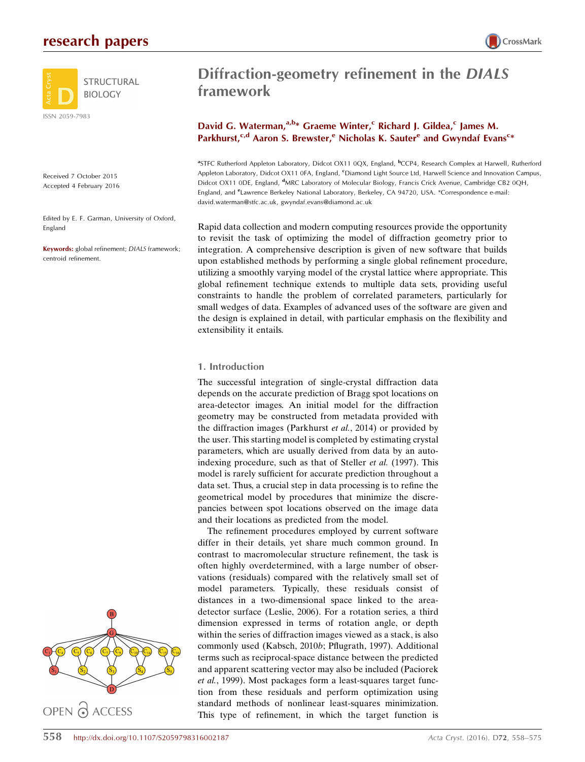# Diffraction-geometry refinement in the *DIALS* framework

**David G. Waterman,[a,b]* Graeme Winter,[c] Richard J. Gildea,[c] James M. Parkhurst,[c,d] Aaron S. Brewster,[e] Nicholas K. Sauter[e] and Gwyndaf Evans[c]***

[a]STFC Rutherford Appleton Laboratory, Didcot OX11 0QX, England, [b]CCP4, Research Complex at Harwell, Rutherford Appleton Laboratory, Didcot OX11 0FA, England, [c]Diamond Light Source Ltd, Harwell Science and Innovation Campus, Didcot OX11 0DE, England, [d]MRC Laboratory of Molecular Biology, Francis Crick Avenue, Cambridge CB2 0QH, England, and [e]Lawrence Berkeley National Laboratory, Berkeley, CA 94720, USA. *Correspondence e-mail: david.waterman@stfc.ac.uk, gwyndaf.evans@diamond.ac.uk

Received 7 October 2015
Accepted 4 February 2016

Edited by E. F. Garman, University of Oxford, England

**Keywords:** global refinement; *DIALS* framework; centroid refinement.

Rapid data collection and modern computing resources provide the opportunity to revisit the task of optimizing the model of diffraction geometry prior to integration. A comprehensive description is given of new software that builds upon established methods by performing a single global refinement procedure, utilizing a smoothly varying model of the crystal lattice where appropriate. This global refinement technique extends to multiple data sets, providing useful constraints to handle the problem of correlated parameters, particularly for small wedges of data. Examples of advanced uses of the software are given and the design is explained in detail, with particular emphasis on the flexibility and extensibility it entails.

## 1. Introduction

The successful integration of single-crystal diffraction data depends on the accurate prediction of Bragg spot locations on area-detector images. An initial model for the diffraction geometry may be constructed from metadata provided with the diffraction images (Parkhurst *et al.*, 2014) or provided by the user. This starting model is completed by estimating crystal parameters, which are usually derived from data by an auto-indexing procedure, such as that of Steller *et al.* (1997). This model is rarely sufficient for accurate prediction throughout a data set. Thus, a crucial step in data processing is to refine the geometrical model by procedures that minimize the discrepancies between spot locations observed on the image data and their locations as predicted from the model.

The refinement procedures employed by current software differ in their details, yet share much common ground. In contrast to macromolecular structure refinement, the task is often highly overdetermined, with a large number of observations (residuals) compared with the relatively small set of model parameters. Typically, these residuals consist of distances in a two-dimensional space linked to the area-detector surface (Leslie, 2006). For a rotation series, a third dimension expressed in terms of rotation angle, or depth within the series of diffraction images viewed as a stack, is also commonly used (Kabsch, 2010*b*; Pflugrath, 1997). Additional terms such as reciprocal-space distance between the predicted and apparent scattering vector may also be included (Paciorek *et al.*, 1999). Most packages form a least-squares target function from these residuals and perform optimization using standard methods of nonlinear least-squares minimization. This type of refinement, in which the target function is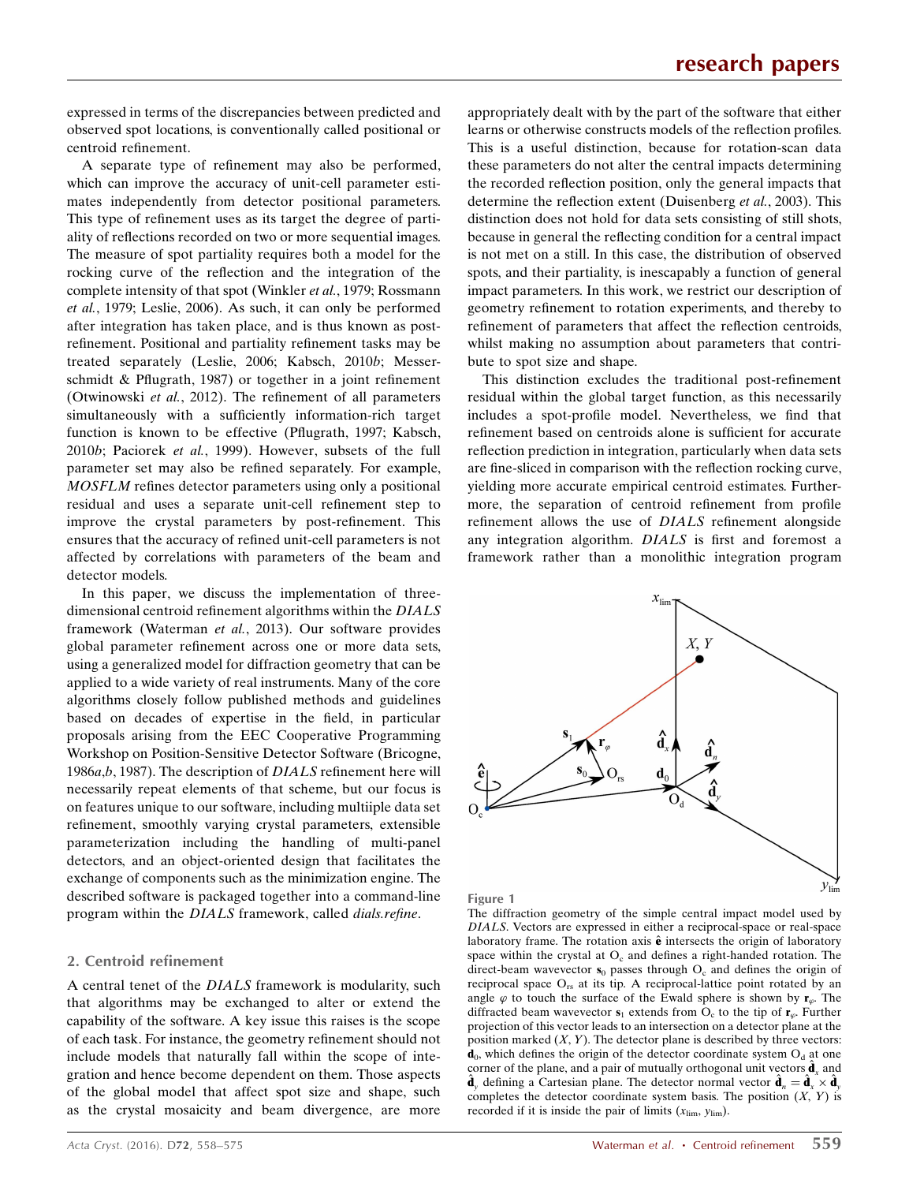expressed in terms of the discrepancies between predicted and observed spot locations, is conventionally called positional or centroid refinement.

A separate type of refinement may also be performed, which can improve the accuracy of unit-cell parameter estimates independently from detector positional parameters. This type of refinement uses as its target the degree of partiality of reflections recorded on two or more sequential images. The measure of spot partiality requires both a model for the rocking curve of the reflection and the integration of the complete intensity of that spot (Winkler *et al.*, 1979; Rossmann *et al.*, 1979; Leslie, 2006). As such, it can only be performed after integration has taken place, and is thus known as post-refinement. Positional and partiality refinement tasks may be treated separately (Leslie, 2006; Kabsch, 2010*b*; Messerschmidt & Pflugrath, 1987) or together in a joint refinement (Otwinowski *et al.*, 2012). The refinement of all parameters simultaneously with a sufficiently information-rich target function is known to be effective (Pflugrath, 1997; Kabsch, 2010*b*; Paciorek *et al.*, 1999). However, subsets of the full parameter set may also be refined separately. For example, *MOSFLM* refines detector parameters using only a positional residual and uses a separate unit-cell refinement step to improve the crystal parameters by post-refinement. This ensures that the accuracy of refined unit-cell parameters is not affected by correlations with parameters of the beam and detector models.

In this paper, we discuss the implementation of three-dimensional centroid refinement algorithms within the *DIALS* framework (Waterman *et al.*, 2013). Our software provides global parameter refinement across one or more data sets, using a generalized model for diffraction geometry that can be applied to a wide variety of real instruments. Many of the core algorithms closely follow published methods and guidelines based on decades of expertise in the field, in particular proposals arising from the EEC Cooperative Programming Workshop on Position-Sensitive Detector Software (Bricogne, 1986*a*,*b*, 1987). The description of *DIALS* refinement here will necessarily repeat elements of that scheme, but our focus is on features unique to our software, including multiipple data set refinement, smoothly varying crystal parameters, extensible parameterization including the handling of multi-panel detectors, and an object-oriented design that facilitates the exchange of components such as the minimization engine. The described software is packaged together into a command-line program within the *DIALS* framework, called *dials.refine*.

## 2. Centroid refinement

A central tenet of the *DIALS* framework is modularity, such that algorithms may be exchanged to alter or extend the capability of the software. A key issue this raises is the scope of each task. For instance, the geometry refinement should not include models that naturally fall within the scope of integration and hence become dependent on them. Those aspects of the global model that affect spot size and shape, such as the crystal mosaicity and beam divergence, are more appropriately dealt with by the part of the software that either learns or otherwise constructs models of the reflection profiles. This is a useful distinction, because for rotation-scan data these parameters do not alter the central impacts determining the recorded reflection position, only the general impacts that determine the reflection extent (Duisenberg *et al.*, 2003). This distinction does not hold for data sets consisting of still shots, because in general the reflecting condition for a central impact is not met on a still. In this case, the distribution of observed spots, and their partiality, is inescapably a function of general impact parameters. In this work, we restrict our description of geometry refinement to rotation experiments, and thereby to refinement of parameters that affect the reflection centroids, whilst making no assumption about parameters that contribute to spot size and shape.

This distinction excludes the traditional post-refinement residual within the global target function, as this necessarily includes a spot-profile model. Nevertheless, we find that refinement based on centroids alone is sufficient for accurate reflection prediction in integration, particularly when data sets are fine-sliced in comparison with the reflection rocking curve, yielding more accurate empirical centroid estimates. Furthermore, the separation of centroid refinement from profile refinement allows the use of *DIALS* refinement alongside any integration algorithm. *DIALS* is first and foremost a framework rather than a monolithic integration program

**Figure 1**
The diffraction geometry of the simple central impact model used by *DIALS*. Vectors are expressed in either a reciprocal-space or real-space laboratory frame. The rotation axis $\hat{\mathbf{e}}$ intersects the origin of laboratory space within the crystal at $\mathrm{O_c}$ and defines a right-handed rotation. The direct-beam wavevector $\mathbf{s}_0$ passes through $\mathrm{O_c}$ and defines the origin of reciprocal space $\mathrm{O_{rs}}$ at its tip. A reciprocal-lattice point rotated by an angle $\varphi$ to touch the surface of the Ewald sphere is shown by $\mathbf{r}_\varphi$. The diffracted beam wavevector $\mathbf{s}_1$ extends from $\mathrm{O_c}$ to the tip of $\mathbf{r}_\varphi$. Further projection of this vector leads to an intersection on a detector plane at the position marked $(X, Y)$. The detector plane is described by three vectors: $\mathbf{d}_0$, which defines the origin of the detector coordinate system $\mathrm{O_d}$ at one corner of the plane, and a pair of mutually orthogonal unit vectors $\hat{\mathbf{d}}_x$ and $\hat{\mathbf{d}}_y$ defining a Cartesian plane. The detector normal vector $\hat{\mathbf{d}}_n = \hat{\mathbf{d}}_x \times \hat{\mathbf{d}}_y$ completes the detector coordinate system basis. The position $(X, Y)$ is recorded if it is inside the pair of limits $(x_{\mathrm{lim}}, y_{\mathrm{lim}})$.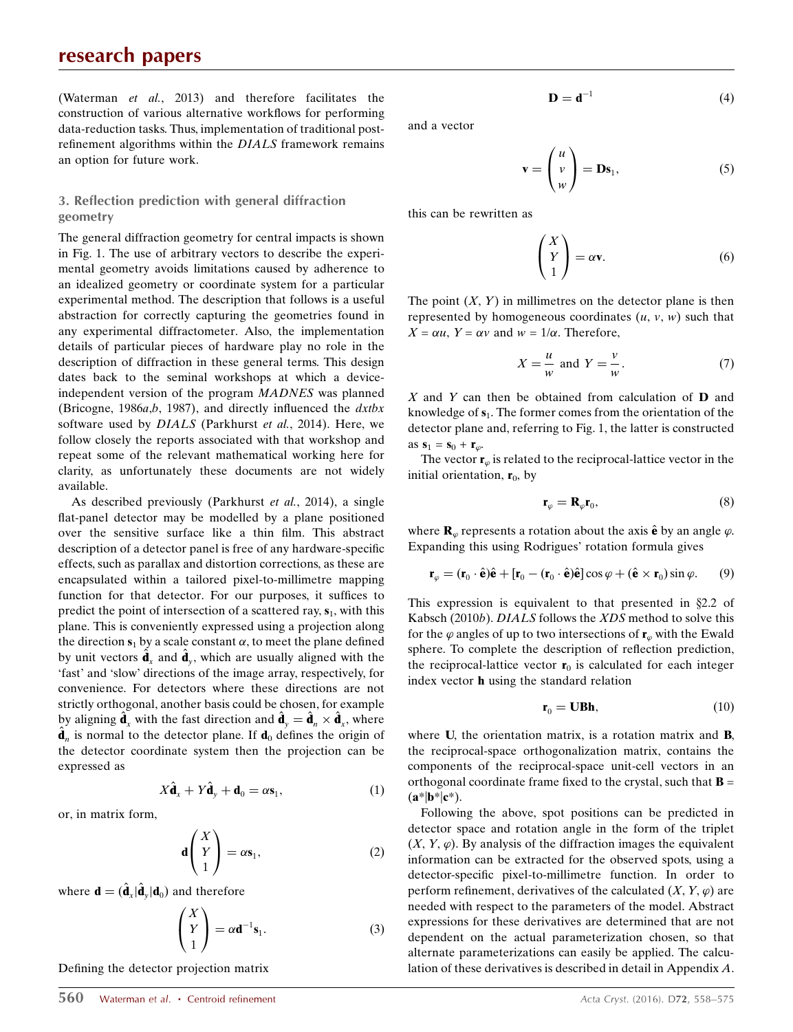(Waterman *et al.*, 2013) and therefore facilitates the construction of various alternative workflows for performing data-reduction tasks. Thus, implementation of traditional post-refinement algorithms within the *DIALS* framework remains an option for future work.

## 3. Reflection prediction with general diffraction geometry

The general diffraction geometry for central impacts is shown in Fig. 1. The use of arbitrary vectors to describe the experimental geometry avoids limitations caused by adherence to an idealized geometry or coordinate system for a particular experimental method. The description that follows is a useful abstraction for correctly capturing the geometries found in any experimental diffractometer. Also, the implementation details of particular pieces of hardware play no role in the description of diffraction in these general terms. This design dates back to the seminal workshops at which a device-independent version of the program *MADNES* was planned (Bricogne, 1986*a*,*b*, 1987), and directly influenced the *dxtbx* software used by *DIALS* (Parkhurst *et al.*, 2014). Here, we follow closely the reports associated with that workshop and repeat some of the relevant mathematical working here for clarity, as unfortunately these documents are not widely available.

As described previously (Parkhurst *et al.*, 2014), a single flat-panel detector may be modelled by a plane positioned over the sensitive surface like a thin film. This abstract description of a detector panel is free of any hardware-specific effects, such as parallax and distortion corrections, as these are encapsulated within a tailored pixel-to-millimetre mapping function for that detector. For our purposes, it suffices to predict the point of intersection of a scattered ray, $\mathbf{s}_1$, with this plane. This is conveniently expressed using a projection along the direction $\mathbf{s}_1$ by a scale constant $\alpha$, to meet the plane defined by unit vectors $\hat{\mathbf{d}}_x$ and $\hat{\mathbf{d}}_y$, which are usually aligned with the 'fast' and 'slow' directions of the image array, respectively, for convenience. For detectors where these directions are not strictly orthogonal, another basis could be chosen, for example by aligning $\hat{\mathbf{d}}_x$ with the fast direction and $\hat{\mathbf{d}}_y = \hat{\mathbf{d}}_n \times \hat{\mathbf{d}}_x$, where $\hat{\mathbf{d}}_n$ is normal to the detector plane. If $\mathbf{d}_0$ defines the origin of the detector coordinate system then the projection can be expressed as

$$X\hat{\mathbf{d}}_x + Y\hat{\mathbf{d}}_y + \mathbf{d}_0 = \alpha\mathbf{s}_1, \tag{1}$$

or, in matrix form,

$$\mathbf{d}\begin{pmatrix} X \\ Y \\ 1 \end{pmatrix} = \alpha\mathbf{s}_1, \tag{2}$$

where $\mathbf{d} = (\hat{\mathbf{d}}_x|\hat{\mathbf{d}}_y|\mathbf{d}_0)$ and therefore

$$\begin{pmatrix} X \\ Y \\ 1 \end{pmatrix} = \alpha\mathbf{d}^{-1}\mathbf{s}_1. \tag{3}$$

Defining the detector projection matrix

$$\mathbf{D} = \mathbf{d}^{-1} \tag{4}$$

and a vector

$$\mathbf{v} = \begin{pmatrix} u \\ v \\ w \end{pmatrix} = \mathbf{D}\mathbf{s}_1, \tag{5}$$

this can be rewritten as

$$\begin{pmatrix} X \\ Y \\ 1 \end{pmatrix} = \alpha\mathbf{v}. \tag{6}$$

The point $(X, Y)$ in millimetres on the detector plane is then represented by homogeneous coordinates $(u, v, w)$ such that $X = \alpha u$, $Y = \alpha v$ and $w = 1/\alpha$. Therefore,

$$X = \frac{u}{w} \text{ and } Y = \frac{v}{w}. \tag{7}$$

$X$ and $Y$ can then be obtained from calculation of $\mathbf{D}$ and knowledge of $\mathbf{s}_1$. The former comes from the orientation of the detector plane and, referring to Fig. 1, the latter is constructed as $\mathbf{s}_1 = \mathbf{s}_0 + \mathbf{r}_\varphi$.

The vector $\mathbf{r}_\varphi$ is related to the reciprocal-lattice vector in the initial orientation, $\mathbf{r}_0$, by

$$\mathbf{r}_\varphi = \mathbf{R}_\varphi\mathbf{r}_0, \tag{8}$$

where $\mathbf{R}_\varphi$ represents a rotation about the axis $\hat{\mathbf{e}}$ by an angle $\varphi$. Expanding this using Rodrigues' rotation formula gives

$$\mathbf{r}_\varphi = (\mathbf{r}_0 \cdot \hat{\mathbf{e}})\hat{\mathbf{e}} + [\mathbf{r}_0 - (\mathbf{r}_0 \cdot \hat{\mathbf{e}})\hat{\mathbf{e}}]\cos\varphi + (\hat{\mathbf{e}} \times \mathbf{r}_0)\sin\varphi. \tag{9}$$

This expression is equivalent to that presented in §2.2 of Kabsch (2010*b*). *DIALS* follows the *XDS* method to solve this for the $\varphi$ angles of up to two intersections of $\mathbf{r}_\varphi$ with the Ewald sphere. To complete the description of reflection prediction, the reciprocal-lattice vector $\mathbf{r}_0$ is calculated for each integer index vector $\mathbf{h}$ using the standard relation

$$\mathbf{r}_0 = \mathbf{U}\mathbf{B}\mathbf{h}, \tag{10}$$

where $\mathbf{U}$, the orientation matrix, is a rotation matrix and $\mathbf{B}$, the reciprocal-space orthogonalization matrix, contains the components of the reciprocal-space unit-cell vectors in an orthogonal coordinate frame fixed to the crystal, such that $\mathbf{B} = (\mathbf{a}^*|\mathbf{b}^*|\mathbf{c}^*)$.

Following the above, spot positions can be predicted in detector space and rotation angle in the form of the triplet $(X, Y, \varphi)$. By analysis of the diffraction images the equivalent information can be extracted for the observed spots, using a detector-specific pixel-to-millimetre function. In order to perform refinement, derivatives of the calculated $(X, Y, \varphi)$ are needed with respect to the parameters of the model. Abstract expressions for these derivatives are determined that are not dependent on the actual parameterization chosen, so that alternate parameterizations can easily be applied. The calculation of these derivatives is described in detail in Appendix *A*.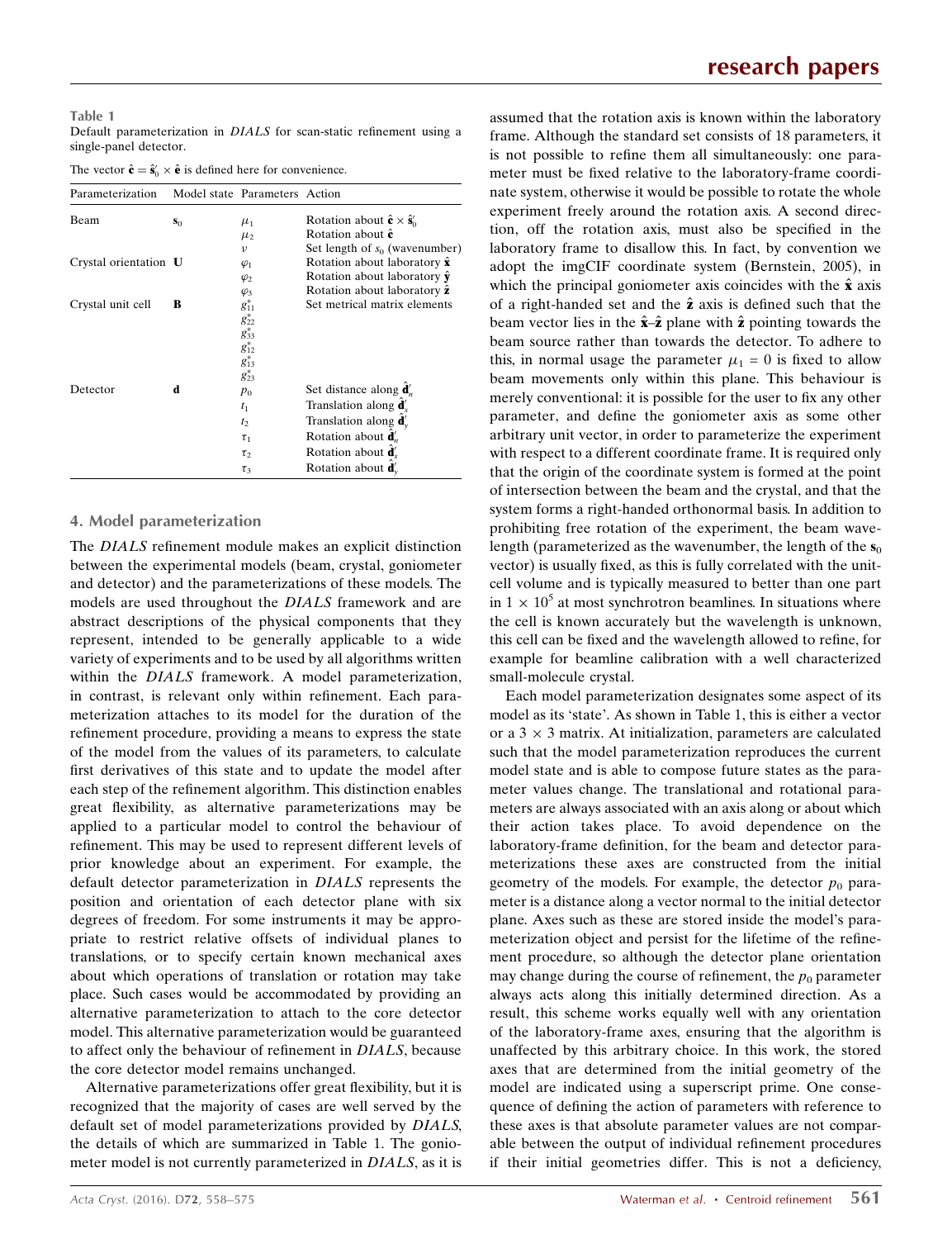**Table 1**
Default parameterization in *DIALS* for scan-static refinement using a single-panel detector.

The vector $\hat{\mathbf{e}} = \hat{\mathbf{s}}_0' \times \hat{\mathbf{e}}$ is defined here for convenience.

| Parameterization | Model state | Parameters | Action |
|---|---|---|---|
| Beam | $\mathbf{s}_0$ | $\mu_1$ | Rotation about $\hat{\mathbf{c}} \times \hat{\mathbf{s}}_0'$ |
| | | $\mu_2$ | Rotation about $\hat{\mathbf{c}}$ |
| | | $\nu$ | Set length of $s_0$ (wavenumber) |
| Crystal orientation | $\mathbf{U}$ | $\varphi_1$ | Rotation about laboratory $\hat{\mathbf{x}}$ |
| | | $\varphi_2$ | Rotation about laboratory $\hat{\mathbf{y}}$ |
| | | $\varphi_3$ | Rotation about laboratory $\hat{\mathbf{z}}$ |
| Crystal unit cell | $\mathbf{B}$ | $g^*_{11}$ | Set metrical matrix elements |
| | | $g^*_{22}$ | |
| | | $g^*_{33}$ | |
| | | $g^*_{12}$ | |
| | | $g^*_{13}$ | |
| | | $g^*_{23}$ | |
| Detector | $\mathbf{d}$ | $p_0$ | Set distance along $\hat{\mathbf{d}}_n'$ |
| | | $t_1$ | Translation along $\hat{\mathbf{d}}_x'$ |
| | | $t_2$ | Translation along $\hat{\mathbf{d}}_y'$ |
| | | $\tau_1$ | Rotation about $\hat{\mathbf{d}}_n'$ |
| | | $\tau_2$ | Rotation about $\hat{\mathbf{d}}_x'$ |
| | | $\tau_3$ | Rotation about $\hat{\mathbf{d}}_y'$ |

## 4. Model parameterization

The *DIALS* refinement module makes an explicit distinction between the experimental models (beam, crystal, goniometer and detector) and the parameterizations of these models. The models are used throughout the *DIALS* framework and are abstract descriptions of the physical components that they represent, intended to be generally applicable to a wide variety of experiments and to be used by all algorithms written within the *DIALS* framework. A model parameterization, in contrast, is relevant only within refinement. Each parameterization attaches to its model for the duration of the refinement procedure, providing a means to express the state of the model from the values of its parameters, to calculate first derivatives of this state and to update the model after each step of the refinement algorithm. This distinction enables great flexibility, as alternative parameterizations may be applied to a particular model to control the behaviour of refinement. This may be used to represent different levels of prior knowledge about an experiment. For example, the default detector parameterization in *DIALS* represents the position and orientation of each detector plane with six degrees of freedom. For some instruments it may be appropriate to restrict relative offsets of individual planes to translations, or to specify certain known mechanical axes about which operations of translation or rotation may take place. Such cases would be accommodated by providing an alternative parameterization to attach to the core detector model. This alternative parameterization would be guaranteed to affect only the behaviour of refinement in *DIALS*, because the core detector model remains unchanged.

Alternative parameterizations offer great flexibility, but it is recognized that the majority of cases are well served by the default set of model parameterizations provided by *DIALS*, the details of which are summarized in Table 1. The goniometer model is not currently parameterized in *DIALS*, as it is assumed that the rotation axis is known within the laboratory frame. Although the standard set consists of 18 parameters, it is not possible to refine them all simultaneously: one parameter must be fixed relative to the laboratory-frame coordinate system, otherwise it would be possible to rotate the whole experiment freely around the rotation axis. A second direction, off the rotation axis, must also be specified in the laboratory frame to disallow this. In fact, by convention we adopt the imgCIF coordinate system (Bernstein, 2005), in which the principal goniometer axis coincides with the $\hat{\mathbf{x}}$ axis of a right-handed set and the $\hat{\mathbf{z}}$ axis is defined such that the beam vector lies in the $\hat{\mathbf{x}}$–$\hat{\mathbf{z}}$ plane with $\hat{\mathbf{z}}$ pointing towards the beam source rather than towards the detector. To adhere to this, in normal usage the parameter $\mu_1 = 0$ is fixed to allow beam movements only within this plane. This behaviour is merely conventional: it is possible for the user to fix any other parameter, and define the goniometer axis as some other arbitrary unit vector, in order to parameterize the experiment with respect to a different coordinate frame. It is required only that the origin of the coordinate system is formed at the point of intersection between the beam and the crystal, and that the system forms a right-handed orthonormal basis. In addition to prohibiting free rotation of the experiment, the beam wavelength (parameterized as the wavenumber, the length of the $\mathbf{s}_0$ vector) is usually fixed, as this is fully correlated with the unit-cell volume and is typically measured to better than one part in $1 \times 10^5$ at most synchrotron beamlines. In situations where the cell is known accurately but the wavelength is unknown, this cell can be fixed and the wavelength allowed to refine, for example for beamline calibration with a well characterized small-molecule crystal.

Each model parameterization designates some aspect of its model as its 'state'. As shown in Table 1, this is either a vector or a $3 \times 3$ matrix. At initialization, parameters are calculated such that the model parameterization reproduces the current model state and is able to compose future states as the parameter values change. The translational and rotational parameters are always associated with an axis along or about which their action takes place. To avoid dependence on the laboratory-frame definition, for the beam and detector parameterizations these axes are constructed from the initial geometry of the models. For example, the detector $p_0$ parameter is a distance along a vector normal to the initial detector plane. Axes such as these are stored inside the model's parameterization object and persist for the lifetime of the refinement procedure, so although the detector plane orientation may change during the course of refinement, the $p_0$ parameter always acts along this initially determined direction. As a result, this scheme works equally well with any orientation of the laboratory-frame axes, ensuring that the algorithm is unaffected by this arbitrary choice. In this work, the stored axes that are determined from the initial geometry of the model are indicated using a superscript prime. One consequence of defining the action of parameters with reference to these axes is that absolute parameter values are not comparable between the output of individual refinement procedures if their initial geometries differ. This is not a deficiency,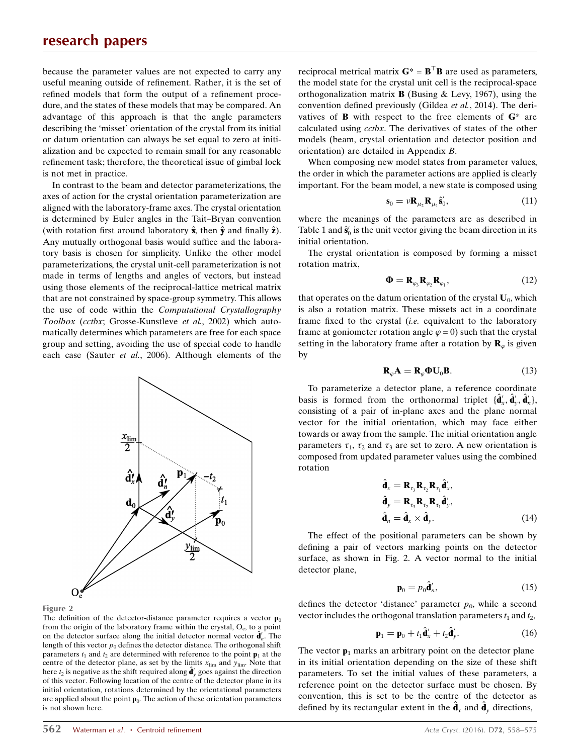because the parameter values are not expected to carry any useful meaning outside of refinement. Rather, it is the set of refined models that form the output of a refinement procedure, and the states of these models that may be compared. An advantage of this approach is that the angle parameters describing the 'misset' orientation of the crystal from its initial or datum orientation can always be set equal to zero at initialization and be expected to remain small for any reasonable refinement task; therefore, the theoretical issue of gimbal lock is not met in practice.

In contrast to the beam and detector parameterizations, the axes of action for the crystal orientation parameterization are aligned with the laboratory-frame axes. The crystal orientation is determined by Euler angles in the Tait–Bryan convention (with rotation first around laboratory $\hat{\mathbf{x}}$, then $\hat{\mathbf{y}}$ and finally $\hat{\mathbf{z}}$). Any mutually orthogonal basis would suffice and the laboratory basis is chosen for simplicity. Unlike the other model parameterizations, the crystal unit-cell parameterization is not made in terms of lengths and angles of vectors, but instead using those elements of the reciprocal-lattice metrical matrix that are not constrained by space-group symmetry. This allows the use of code within the *Computational Crystallography Toolbox* (*cctbx*; Grosse-Kunstleve *et al.*, 2002) which automatically determines which parameters are free for each space group and setting, avoiding the use of special code to handle each case (Sauter *et al.*, 2006). Although elements of the reciprocal metrical matrix $\mathbf{G}^* = \mathbf{B}^\top\mathbf{B}$ are used as parameters, the model state for the crystal unit cell is the reciprocal-space orthogonalization matrix $\mathbf{B}$ (Busing & Levy, 1967), using the convention defined previously (Gildea *et al.*, 2014). The derivatives of $\mathbf{B}$ with respect to the free elements of $\mathbf{G}^*$ are calculated using *cctbx*. The derivatives of states of the other models (beam, crystal orientation and detector position and orientation) are detailed in Appendix *B*.

Figure 2
The definition of the detector-distance parameter requires a vector $\mathbf{p}_0$ from the origin of the laboratory frame within the crystal, $O_c$, to a point on the detector surface along the initial detector normal vector $\hat{\mathbf{d}}'_n$. The length of this vector $p_0$ defines the detector distance. The orthogonal shift parameters $t_1$ and $t_2$ are determined with reference to the point $\mathbf{p}_1$ at the centre of the detector plane, as set by the limits $x_{\rm lim}$ and $y_{\rm lim}$. Note that here $t_2$ is negative as the shift required along $\hat{\mathbf{d}}'_y$ goes against the direction of this vector. Following location of the centre of the detector plane in its initial orientation, rotations determined by the orientational parameters are applied about the point $\mathbf{p}_0$. The action of these orientation parameters is not shown here.

When composing new model states from parameter values, the order in which the parameter actions are applied is clearly important. For the beam model, a new state is composed using

$$\mathbf{s}_0 = \nu \mathbf{R}_{\mu_2}\mathbf{R}_{\mu_1}\hat{\mathbf{s}}'_0, \tag{11}$$

where the meanings of the parameters are as described in Table 1 and $\hat{\mathbf{s}}'_0$ is the unit vector giving the beam direction in its initial orientation.

The crystal orientation is composed by forming a misset rotation matrix,

$$\boldsymbol{\Phi} = \mathbf{R}_{\varphi_3}\mathbf{R}_{\varphi_2}\mathbf{R}_{\varphi_1}, \tag{12}$$

that operates on the datum orientation of the crystal $\mathbf{U}_0$, which is also a rotation matrix. These missets act in a coordinate frame fixed to the crystal (*i.e.* equivalent to the laboratory frame at goniometer rotation angle $\varphi = 0$) such that the crystal setting in the laboratory frame after a rotation by $\mathbf{R}_\varphi$ is given by

$$\mathbf{R}_\varphi \mathbf{A} = \mathbf{R}_\varphi \boldsymbol{\Phi}\mathbf{U}_0\mathbf{B}. \tag{13}$$

To parameterize a detector plane, a reference coordinate basis is formed from the orthonormal triplet $\{\hat{\mathbf{d}}'_x, \hat{\mathbf{d}}'_y, \hat{\mathbf{d}}'_n\}$, consisting of a pair of in-plane axes and the plane normal vector for the initial orientation, which may face either towards or away from the sample. The initial orientation angle parameters $\tau_1$, $\tau_2$ and $\tau_3$ are set to zero. A new orientation is composed from updated parameter values using the combined rotation

$$\begin{aligned}
\hat{\mathbf{d}}_x &= \mathbf{R}_{\tau_3}\mathbf{R}_{\tau_2}\mathbf{R}_{\tau_1}\hat{\mathbf{d}}'_x,\\
\hat{\mathbf{d}}_y &= \mathbf{R}_{\tau_3}\mathbf{R}_{\tau_2}\mathbf{R}_{\tau_1}\hat{\mathbf{d}}'_y,\\
\hat{\mathbf{d}}_n &= \hat{\mathbf{d}}_x \times \hat{\mathbf{d}}_y.
\end{aligned} \tag{14}$$

The effect of the positional parameters can be shown by defining a pair of vectors marking points on the detector surface, as shown in Fig. 2. A vector normal to the initial detector plane,

$$\mathbf{p}_0 = p_0\hat{\mathbf{d}}'_n, \tag{15}$$

defines the detector 'distance' parameter $p_0$, while a second vector includes the orthogonal translation parameters $t_1$ and $t_2$,

$$\mathbf{p}_1 = \mathbf{p}_0 + t_1\hat{\mathbf{d}}'_x + t_2\hat{\mathbf{d}}'_y. \tag{16}$$

The vector $\mathbf{p}_1$ marks an arbitrary point on the detector plane in its initial orientation depending on the size of these shift parameters. To set the initial values of these parameters, a reference point on the detector surface must be chosen. By convention, this is set to be the centre of the detector as defined by its rectangular extent in the $\hat{\mathbf{d}}_x$ and $\hat{\mathbf{d}}_y$ directions,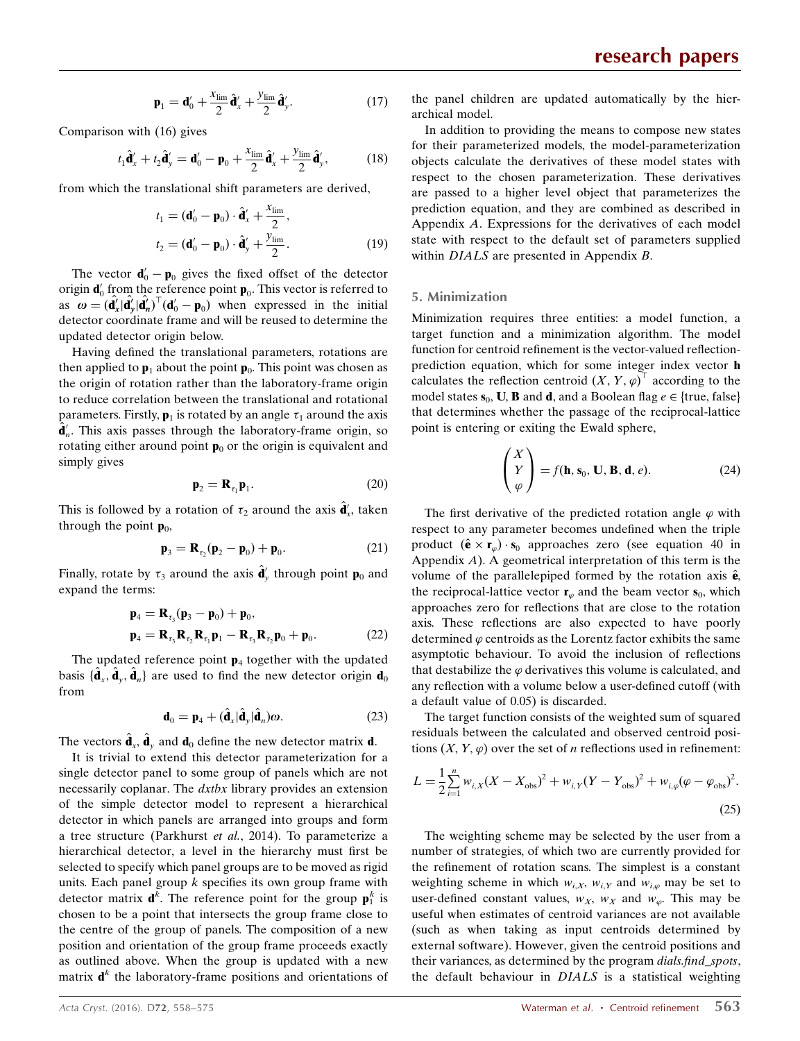$$\mathbf{p}_1 = \mathbf{d}'_0 + \frac{x_{\text{lim}}}{2}\hat{\mathbf{d}}'_x + \frac{y_{\text{lim}}}{2}\hat{\mathbf{d}}'_y. \tag{17}$$

Comparison with (16) gives

$$t_1\hat{\mathbf{d}}'_x + t_2\hat{\mathbf{d}}'_y = \mathbf{d}'_0 - \mathbf{p}_0 + \frac{x_{\text{lim}}}{2}\hat{\mathbf{d}}'_x + \frac{y_{\text{lim}}}{2}\hat{\mathbf{d}}'_y, \tag{18}$$

from which the translational shift parameters are derived,

$$\begin{aligned} t_1 &= (\mathbf{d}'_0 - \mathbf{p}_0)\cdot\hat{\mathbf{d}}'_x + \frac{x_{\text{lim}}}{2}, \\ t_2 &= (\mathbf{d}'_0 - \mathbf{p}_0)\cdot\hat{\mathbf{d}}'_y + \frac{y_{\text{lim}}}{2}. \end{aligned} \tag{19}$$

The vector $\mathbf{d}'_0 - \mathbf{p}_0$ gives the fixed offset of the detector origin $\mathbf{d}'_0$ from the reference point $\mathbf{p}_0$. This vector is referred to as $\boldsymbol{\omega} = (\hat{\mathbf{d}}'_x|\hat{\mathbf{d}}'_y|\hat{\mathbf{d}}'_n)^\top(\mathbf{d}'_0 - \mathbf{p}_0)$ when expressed in the initial detector coordinate frame and will be reused to determine the updated detector origin below.

Having defined the translational parameters, rotations are then applied to $\mathbf{p}_1$ about the point $\mathbf{p}_0$. This point was chosen as the origin of rotation rather than the laboratory-frame origin to reduce correlation between the translational and rotational parameters. Firstly, $\mathbf{p}_1$ is rotated by an angle $\tau_1$ around the axis $\hat{\mathbf{d}}'_n$. This axis passes through the laboratory-frame origin, so rotating either around point $\mathbf{p}_0$ or the origin is equivalent and simply gives

$$\mathbf{p}_2 = \mathbf{R}_{\tau_1}\mathbf{p}_1. \tag{20}$$

This is followed by a rotation of $\tau_2$ around the axis $\hat{\mathbf{d}}'_x$, taken through the point $\mathbf{p}_0$,

$$\mathbf{p}_3 = \mathbf{R}_{\tau_2}(\mathbf{p}_2 - \mathbf{p}_0) + \mathbf{p}_0. \tag{21}$$

Finally, rotate by $\tau_3$ around the axis $\hat{\mathbf{d}}'_y$ through point $\mathbf{p}_0$ and expand the terms:

$$\begin{aligned} \mathbf{p}_4 &= \mathbf{R}_{\tau_3}(\mathbf{p}_3 - \mathbf{p}_0) + \mathbf{p}_0, \\ \mathbf{p}_4 &= \mathbf{R}_{\tau_3}\mathbf{R}_{\tau_2}\mathbf{R}_{\tau_1}\mathbf{p}_1 - \mathbf{R}_{\tau_3}\mathbf{R}_{\tau_2}\mathbf{p}_0 + \mathbf{p}_0. \end{aligned} \tag{22}$$

The updated reference point $\mathbf{p}_4$ together with the updated basis $\{\hat{\mathbf{d}}_x, \hat{\mathbf{d}}_y, \hat{\mathbf{d}}_n\}$ are used to find the new detector origin $\mathbf{d}_0$ from

$$\mathbf{d}_0 = \mathbf{p}_4 + (\hat{\mathbf{d}}_x|\hat{\mathbf{d}}_y|\hat{\mathbf{d}}_n)\boldsymbol{\omega}. \tag{23}$$

The vectors $\hat{\mathbf{d}}_x$, $\hat{\mathbf{d}}_y$ and $\mathbf{d}_0$ define the new detector matrix $\mathbf{d}$.

It is trivial to extend this detector parameterization for a single detector panel to some group of panels which are not necessarily coplanar. The *dxtbx* library provides an extension of the simple detector model to represent a hierarchical detector in which panels are arranged into groups and form a tree structure (Parkhurst *et al.*, 2014). To parameterize a hierarchical detector, a level in the hierarchy must first be selected to specify which panel groups are to be moved as rigid units. Each panel group $k$ specifies its own group frame with detector matrix $\mathbf{d}^k$. The reference point for the group $\mathbf{p}_1^k$ is chosen to be a point that intersects the group frame close to the centre of the group of panels. The composition of a new position and orientation of the group frame proceeds exactly as outlined above. When the group is updated with a new matrix $\mathbf{d}^k$ the laboratory-frame positions and orientations of the panel children are updated automatically by the hierarchical model.

In addition to providing the means to compose new states for their parameterized models, the model-parameterization objects calculate the derivatives of these model states with respect to the chosen parameterization. These derivatives are passed to a higher level object that parameterizes the prediction equation, and they are combined as described in Appendix *A*. Expressions for the derivatives of each model state with respect to the default set of parameters supplied within *DIALS* are presented in Appendix *B*.

## 5. Minimization

Minimization requires three entities: a model function, a target function and a minimization algorithm. The model function for centroid refinement is the vector-valued reflection-prediction equation, which for some integer index vector $\mathbf{h}$ calculates the reflection centroid $(X, Y, \varphi)^\top$ according to the model states $\mathbf{s}_0$, $\mathbf{U}$, $\mathbf{B}$ and $\mathbf{d}$, and a Boolean flag $e \in \{\text{true}, \text{false}\}$ that determines whether the passage of the reciprocal-lattice point is entering or exiting the Ewald sphere,

$$\begin{pmatrix} X \\ Y \\ \varphi \end{pmatrix} = f(\mathbf{h}, \mathbf{s}_0, \mathbf{U}, \mathbf{B}, \mathbf{d}, e). \tag{24}$$

The first derivative of the predicted rotation angle $\varphi$ with respect to any parameter becomes undefined when the triple product $(\hat{\mathbf{e}} \times \mathbf{r}_\varphi)\cdot\mathbf{s}_0$ approaches zero (see equation 40 in Appendix *A*). A geometrical interpretation of this term is the volume of the parallelepiped formed by the rotation axis $\hat{\mathbf{e}}$, the reciprocal-lattice vector $\mathbf{r}_\varphi$ and the beam vector $\mathbf{s}_0$, which approaches zero for reflections that are close to the rotation axis. These reflections are also expected to have poorly determined $\varphi$ centroids as the Lorentz factor exhibits the same asymptotic behaviour. To avoid the inclusion of reflections that destabilize the $\varphi$ derivatives this volume is calculated, and any reflection with a volume below a user-defined cutoff (with a default value of 0.05) is discarded.

The target function consists of the weighted sum of squared residuals between the calculated and observed centroid positions $(X, Y, \varphi)$ over the set of $n$ reflections used in refinement:

$$L = \frac{1}{2}\sum_{i=1}^{n} w_{i,X}(X - X_{\text{obs}})^2 + w_{i,Y}(Y - Y_{\text{obs}})^2 + w_{i,\varphi}(\varphi - \varphi_{\text{obs}})^2. \tag{25}$$

The weighting scheme may be selected by the user from a number of strategies, of which two are currently provided for the refinement of rotation scans. The simplest is a constant weighting scheme in which $w_{i,X}$, $w_{i,Y}$ and $w_{i,\varphi}$ may be set to user-defined constant values, $w_X$, $w_X$ and $w_\varphi$. This may be useful when estimates of centroid variances are not available (such as when taking as input centroids determined by external software). However, given the centroid positions and their variances, as determined by the program *dials.find_spots*, the default behaviour in *DIALS* is a statistical weighting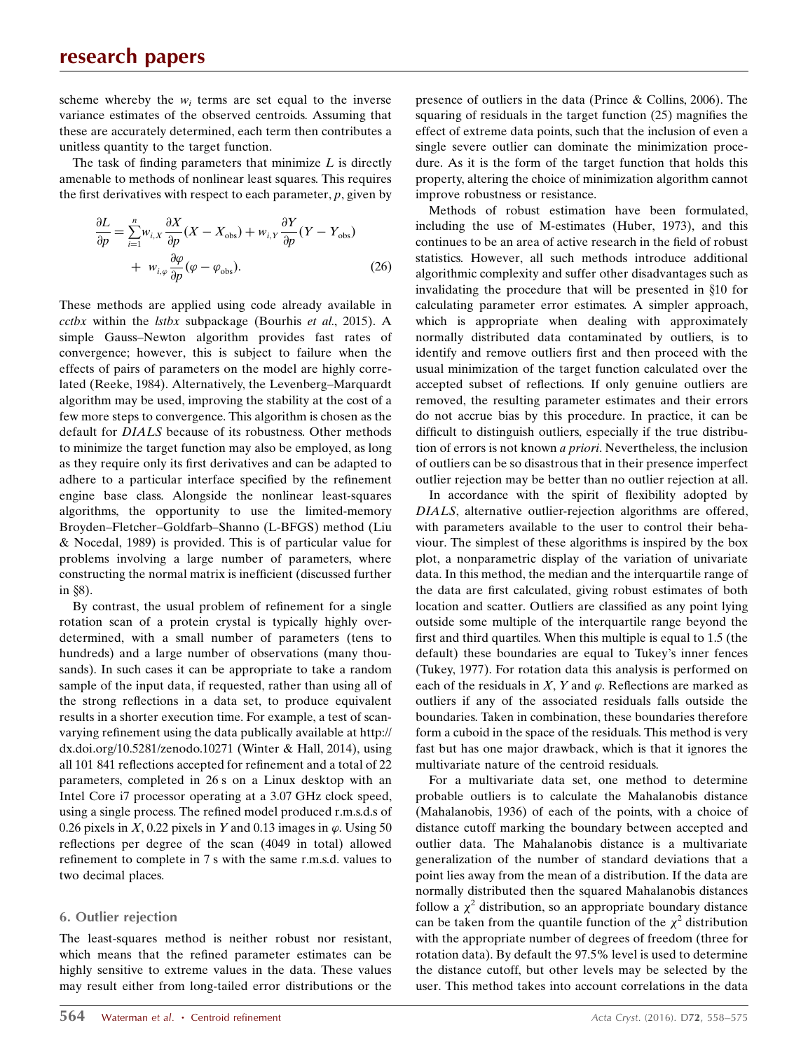scheme whereby the $w_i$ terms are set equal to the inverse variance estimates of the observed centroids. Assuming that these are accurately determined, each term then contributes a unitless quantity to the target function.

The task of finding parameters that minimize $L$ is directly amenable to methods of nonlinear least squares. This requires the first derivatives with respect to each parameter, $p$, given by

$$\frac{\partial L}{\partial p} = \sum_{i=1}^{n} w_{i,X} \frac{\partial X}{\partial p}(X - X_{\rm obs}) + w_{i,Y} \frac{\partial Y}{\partial p}(Y - Y_{\rm obs}) + w_{i,\varphi} \frac{\partial \varphi}{\partial p}(\varphi - \varphi_{\rm obs}). \tag{26}$$

These methods are applied using code already available in *cctbx* within the *lstbx* subpackage (Bourhis *et al.*, 2015). A simple Gauss–Newton algorithm provides fast rates of convergence; however, this is subject to failure when the effects of pairs of parameters on the model are highly correlated (Reeke, 1984). Alternatively, the Levenberg–Marquardt algorithm may be used, improving the stability at the cost of a few more steps to convergence. This algorithm is chosen as the default for *DIALS* because of its robustness. Other methods to minimize the target function may also be employed, as long as they require only its first derivatives and can be adapted to adhere to a particular interface specified by the refinement engine base class. Alongside the nonlinear least-squares algorithms, the opportunity to use the limited-memory Broyden–Fletcher–Goldfarb–Shanno (L-BFGS) method (Liu & Nocedal, 1989) is provided. This is of particular value for problems involving a large number of parameters, where constructing the normal matrix is inefficient (discussed further in §8).

By contrast, the usual problem of refinement for a single rotation scan of a protein crystal is typically highly overdetermined, with a small number of parameters (tens to hundreds) and a large number of observations (many thousands). In such cases it can be appropriate to take a random sample of the input data, if requested, rather than using all of the strong reflections in a data set, to produce equivalent results in a shorter execution time. For example, a test of scan-varying refinement using the data publically available at http://dx.doi.org/10.5281/zenodo.10271 (Winter & Hall, 2014), using all 101 841 reflections accepted for refinement and a total of 22 parameters, completed in 26 s on a Linux desktop with an Intel Core i7 processor operating at a 3.07 GHz clock speed, using a single process. The refined model produced r.m.s.d.s of 0.26 pixels in $X$, 0.22 pixels in $Y$ and 0.13 images in $\varphi$. Using 50 reflections per degree of the scan (4049 in total) allowed refinement to complete in 7 s with the same r.m.s.d. values to two decimal places.

## 6. Outlier rejection

The least-squares method is neither robust nor resistant, which means that the refined parameter estimates can be highly sensitive to extreme values in the data. These values may result either from long-tailed error distributions or the presence of outliers in the data (Prince & Collins, 2006). The squaring of residuals in the target function (25) magnifies the effect of extreme data points, such that the inclusion of even a single severe outlier can dominate the minimization procedure. As it is the form of the target function that holds this property, altering the choice of minimization algorithm cannot improve robustness or resistance.

Methods of robust estimation have been formulated, including the use of M-estimates (Huber, 1973), and this continues to be an area of active research in the field of robust statistics. However, all such methods introduce additional algorithmic complexity and suffer other disadvantages such as invalidating the procedure that will be presented in §10 for calculating parameter error estimates. A simpler approach, which is appropriate when dealing with approximately normally distributed data contaminated by outliers, is to identify and remove outliers first and then proceed with the usual minimization of the target function calculated over the accepted subset of reflections. If only genuine outliers are removed, the resulting parameter estimates and their errors do not accrue bias by this procedure. In practice, it can be difficult to distinguish outliers, especially if the true distribution of errors is not known *a priori*. Nevertheless, the inclusion of outliers can be so disastrous that in their presence imperfect outlier rejection may be better than no outlier rejection at all.

In accordance with the spirit of flexibility adopted by *DIALS*, alternative outlier-rejection algorithms are offered, with parameters available to the user to control their behaviour. The simplest of these algorithms is inspired by the box plot, a nonparametric display of the variation of univariate data. In this method, the median and the interquartile range of the data are first calculated, giving robust estimates of both location and scatter. Outliers are classified as any point lying outside some multiple of the interquartile range beyond the first and third quartiles. When this multiple is equal to 1.5 (the default) these boundaries are equal to Tukey's inner fences (Tukey, 1977). For rotation data this analysis is performed on each of the residuals in $X$, $Y$ and $\varphi$. Reflections are marked as outliers if any of the associated residuals falls outside the boundaries. Taken in combination, these boundaries therefore form a cuboid in the space of the residuals. This method is very fast but has one major drawback, which is that it ignores the multivariate nature of the centroid residuals.

For a multivariate data set, one method to determine probable outliers is to calculate the Mahalanobis distance (Mahalanobis, 1936) of each of the points, with a choice of distance cutoff marking the boundary between accepted and outlier data. The Mahalanobis distance is a multivariate generalization of the number of standard deviations that a point lies away from the mean of a distribution. If the data are normally distributed then the squared Mahalanobis distances follow a $\chi^2$ distribution, so an appropriate boundary distance can be taken from the quantile function of the $\chi^2$ distribution with the appropriate number of degrees of freedom (three for rotation data). By default the 97.5% level is used to determine the distance cutoff, but other levels may be selected by the user. This method takes into account correlations in the data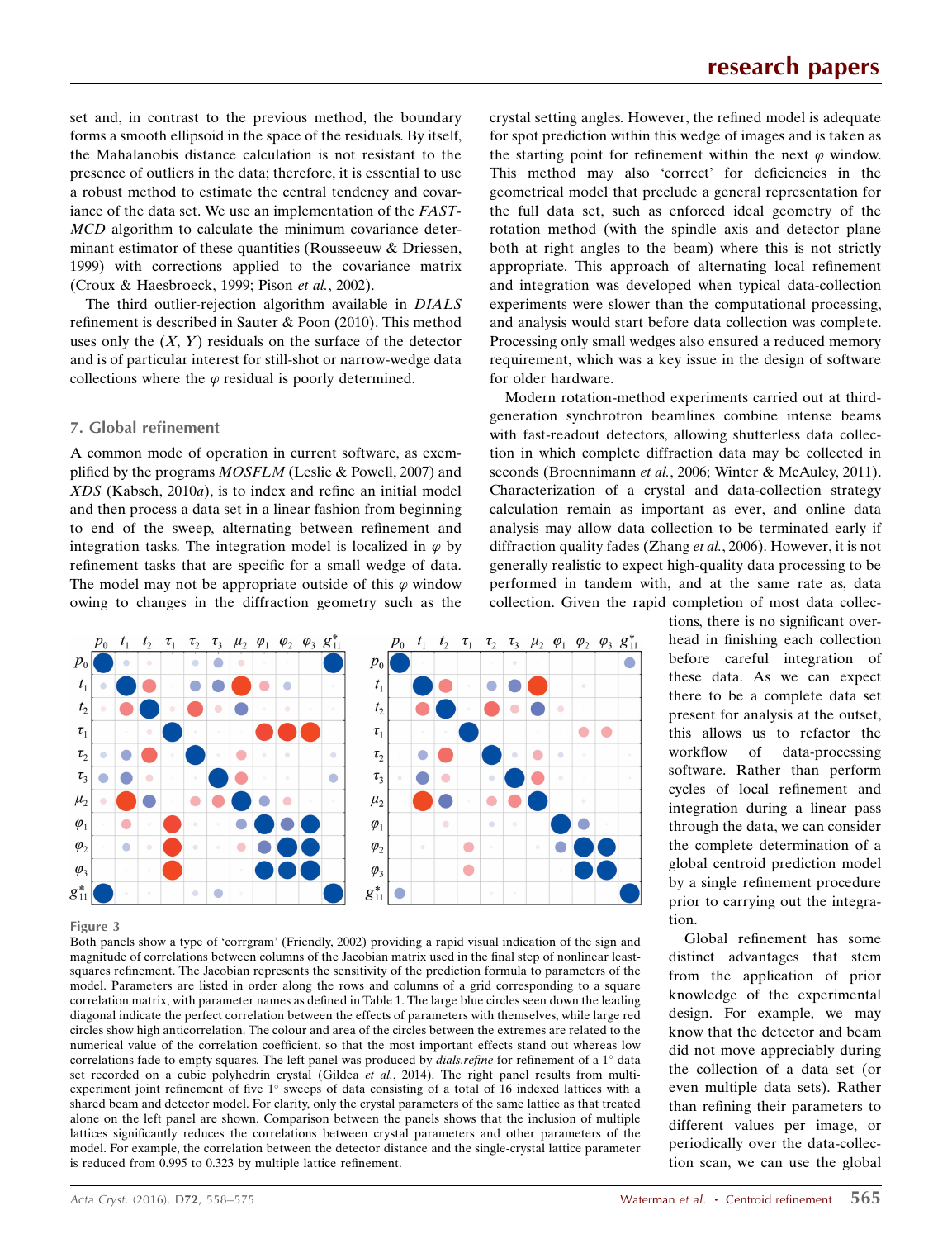set and, in contrast to the previous method, the boundary forms a smooth ellipsoid in the space of the residuals. By itself, the Mahalanobis distance calculation is not resistant to the presence of outliers in the data; therefore, it is essential to use a robust method to estimate the central tendency and covariance of the data set. We use an implementation of the *FAST-MCD* algorithm to calculate the minimum covariance determinant estimator of these quantities (Rousseeuw & Driessen, 1999) with corrections applied to the covariance matrix (Croux & Haesbroeck, 1999; Pison *et al.*, 2002).

The third outlier-rejection algorithm available in *DIALS* refinement is described in Sauter & Poon (2010). This method uses only the $(X, Y)$ residuals on the surface of the detector and is of particular interest for still-shot or narrow-wedge data collections where the $\varphi$ residual is poorly determined.

## 7. Global refinement

A common mode of operation in current software, as exemplified by the programs *MOSFLM* (Leslie & Powell, 2007) and *XDS* (Kabsch, 2010*a*), is to index and refine an initial model and then process a data set in a linear fashion from beginning to end of the sweep, alternating between refinement and integration tasks. The integration model is localized in $\varphi$ by refinement tasks that are specific for a small wedge of data. The model may not be appropriate outside of this $\varphi$ window owing to changes in the diffraction geometry such as the crystal setting angles. However, the refined model is adequate for spot prediction within this wedge of images and is taken as the starting point for refinement within the next $\varphi$ window. This method may also 'correct' for deficiencies in the geometrical model that preclude a general representation for the full data set, such as enforced ideal geometry of the rotation method (with the spindle axis and detector plane both at right angles to the beam) where this is not strictly appropriate. This approach of alternating local refinement and integration was developed when typical data-collection experiments were slower than the computational processing, and analysis would start before data collection was complete. Processing only small wedges also ensured a reduced memory requirement, which was a key issue in the design of software for older hardware.

Modern rotation-method experiments carried out at third-generation synchrotron beamlines combine intense beams with fast-readout detectors, allowing shutterless data collection in which complete diffraction data may be collected in seconds (Broennimann *et al.*, 2006; Winter & McAuley, 2011). Characterization of a crystal and data-collection strategy calculation remain as important as ever, and online data analysis may allow data collection to be terminated early if diffraction quality fades (Zhang *et al.*, 2006). However, it is not generally realistic to expect high-quality data processing to be performed in tandem with, and at the same rate as, data collection. Given the rapid completion of most data collections, there is no significant overhead in finishing each collection before careful integration of these data. As we can expect there to be a complete data set present for analysis at the outset, this allows us to refactor the workflow of data-processing software. Rather than perform cycles of local refinement and integration during a linear pass through the data, we can consider the complete determination of a global centroid prediction model by a single refinement procedure prior to carrying out the integration.

Global refinement has some distinct advantages that stem from the application of prior knowledge of the experimental design. For example, we may know that the detector and beam did not move appreciably during the collection of a data set (or even multiple data sets). Rather than refining their parameters to different values per image, or periodically over the data-collection scan, we can use the global

**Figure 3**
Both panels show a type of 'corrgram' (Friendly, 2002) providing a rapid visual indication of the sign and magnitude of correlations between columns of the Jacobian matrix used in the final step of nonlinear least-squares refinement. The Jacobian represents the sensitivity of the prediction formula to parameters of the model. Parameters are listed in order along the rows and columns of a grid corresponding to a square correlation matrix, with parameter names as defined in Table 1. The large blue circles seen down the leading diagonal indicate the perfect correlation between the effects of parameters with themselves, while large red circles show high anticorrelation. The colour and area of the circles between the extremes are related to the numerical value of the correlation coefficient, so that the most important effects stand out whereas low correlations fade to empty squares. The left panel was produced by *dials.refine* for refinement of a 1° data set recorded on a cubic polyhedrin crystal (Gildea *et al.*, 2014). The right panel results from multi-experiment joint refinement of five 1° sweeps of data consisting of a total of 16 indexed lattices with a shared beam and detector model. For clarity, only the crystal parameters of the same lattice as that treated alone on the left panel are shown. Comparison between the panels shows that the inclusion of multiple lattices significantly reduces the correlations between crystal parameters and other parameters of the model. For example, the correlation between the detector distance and the single-crystal lattice parameter is reduced from 0.995 to 0.323 by multiple lattice refinement.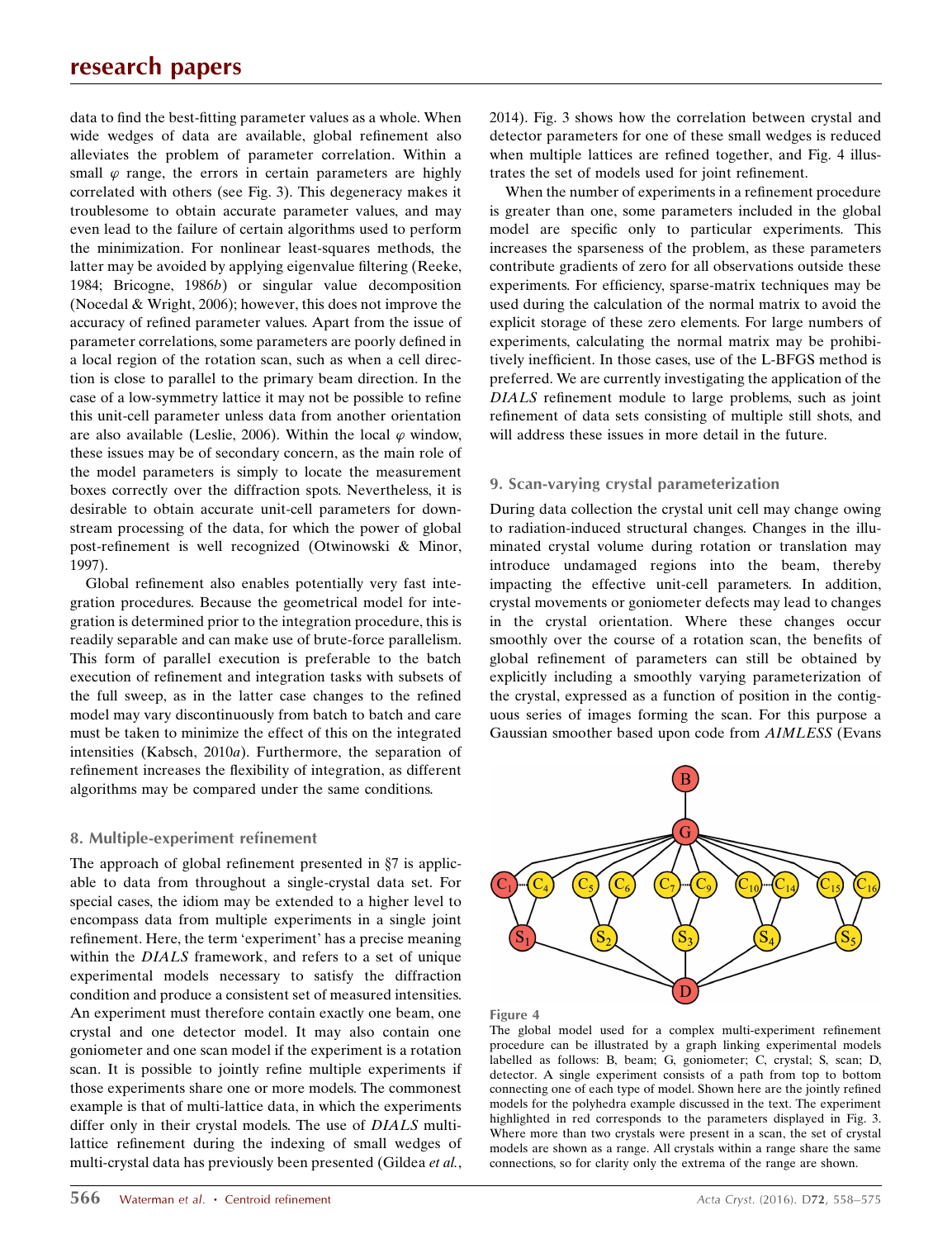data to find the best-fitting parameter values as a whole. When wide wedges of data are available, global refinement also alleviates the problem of parameter correlation. Within a small $\varphi$ range, the errors in certain parameters are highly correlated with others (see Fig. 3). This degeneracy makes it troublesome to obtain accurate parameter values, and may even lead to the failure of certain algorithms used to perform the minimization. For nonlinear least-squares methods, the latter may be avoided by applying eigenvalue filtering (Reeke, 1984; Bricogne, 1986*b*) or singular value decomposition (Nocedal & Wright, 2006); however, this does not improve the accuracy of refined parameter values. Apart from the issue of parameter correlations, some parameters are poorly defined in a local region of the rotation scan, such as when a cell direction is close to parallel to the primary beam direction. In the case of a low-symmetry lattice it may not be possible to refine this unit-cell parameter unless data from another orientation are also available (Leslie, 2006). Within the local $\varphi$ window, these issues may be of secondary concern, as the main role of the model parameters is simply to locate the measurement boxes correctly over the diffraction spots. Nevertheless, it is desirable to obtain accurate unit-cell parameters for downstream processing of the data, for which the power of global post-refinement is well recognized (Otwinowski & Minor, 1997).

Global refinement also enables potentially very fast integration procedures. Because the geometrical model for integration is determined prior to the integration procedure, this is readily separable and can make use of brute-force parallelism. This form of parallel execution is preferable to the batch execution of refinement and integration tasks with subsets of the full sweep, as in the latter case changes to the refined model may vary discontinuously from batch to batch and care must be taken to minimize the effect of this on the integrated intensities (Kabsch, 2010*a*). Furthermore, the separation of refinement increases the flexibility of integration, as different algorithms may be compared under the same conditions.

## 8. Multiple-experiment refinement

The approach of global refinement presented in §7 is applicable to data from throughout a single-crystal data set. For special cases, the idiom may be extended to a higher level to encompass data from multiple experiments in a single joint refinement. Here, the term 'experiment' has a precise meaning within the *DIALS* framework, and refers to a set of unique experimental models necessary to satisfy the diffraction condition and produce a consistent set of measured intensities. An experiment must therefore contain exactly one beam, one crystal and one detector model. It may also contain one goniometer and one scan model if the experiment is a rotation scan. It is possible to jointly refine multiple experiments if those experiments share one or more models. The commonest example is that of multi-lattice data, in which the experiments differ only in their crystal models. The use of *DIALS* multi-lattice refinement during the indexing of small wedges of multi-crystal data has previously been presented (Gildea *et al.*, 2014). Fig. 3 shows how the correlation between crystal and detector parameters for one of these small wedges is reduced when multiple lattices are refined together, and Fig. 4 illustrates the set of models used for joint refinement.

When the number of experiments in a refinement procedure is greater than one, some parameters included in the global model are specific only to particular experiments. This increases the sparseness of the problem, as these parameters contribute gradients of zero for all observations outside these experiments. For efficiency, sparse-matrix techniques may be used during the calculation of the normal matrix to avoid the explicit storage of these zero elements. For large numbers of experiments, calculating the normal matrix may be prohibitively inefficient. In those cases, use of the L-BFGS method is preferred. We are currently investigating the application of the *DIALS* refinement module to large problems, such as joint refinement of data sets consisting of multiple still shots, and will address these issues in more detail in the future.

## 9. Scan-varying crystal parameterization

During data collection the crystal unit cell may change owing to radiation-induced structural changes. Changes in the illuminated crystal volume during rotation or translation may introduce undamaged regions into the beam, thereby impacting the effective unit-cell parameters. In addition, crystal movements or goniometer defects may lead to changes in the crystal orientation. Where these changes occur smoothly over the course of a rotation scan, the benefits of global refinement of parameters can still be obtained by explicitly including a smoothly varying parameterization of the crystal, expressed as a function of position in the contiguous series of images forming the scan. For this purpose a Gaussian smoother based upon code from *AIMLESS* (Evans

**Figure 4**
The global model used for a complex multi-experiment refinement procedure can be illustrated by a graph linking experimental models labelled as follows: B, beam; G, goniometer; C, crystal; S, scan; D, detector. A single experiment consists of a path from top to bottom connecting one of each type of model. Shown here are the jointly refined models for the polyhedra example discussed in the text. The experiment highlighted in red corresponds to the parameters displayed in Fig. 3. Where more than two crystals were present in a scan, the set of crystal models are shown as a range. All crystals within a range share the same connections, so for clarity only the extrema of the range are shown.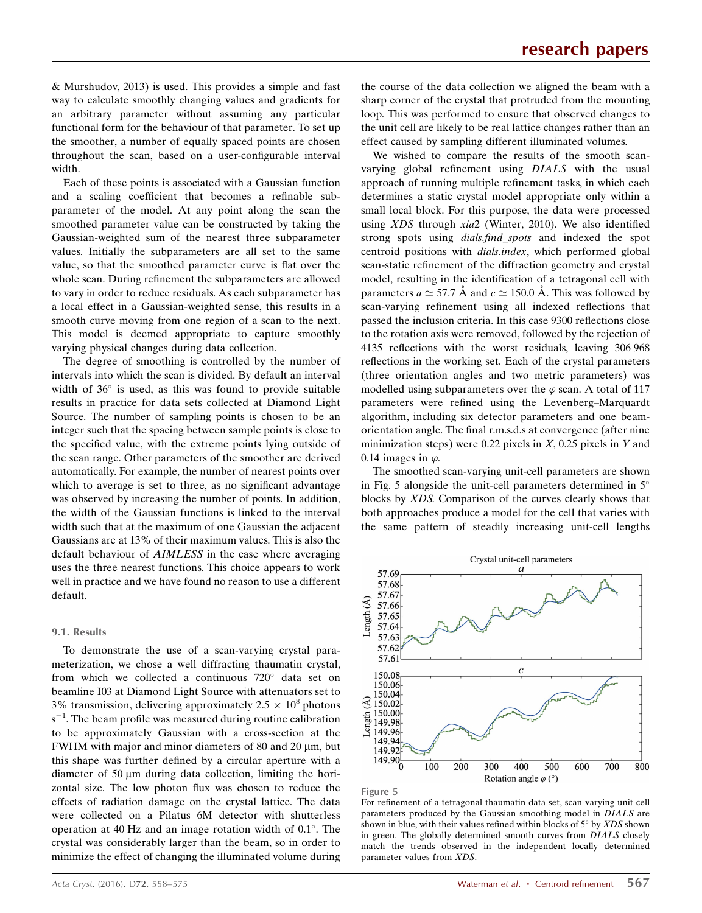& Murshudov, 2013) is used. This provides a simple and fast way to calculate smoothly changing values and gradients for an arbitrary parameter without assuming any particular functional form for the behaviour of that parameter. To set up the smoother, a number of equally spaced points are chosen throughout the scan, based on a user-configurable interval width.

Each of these points is associated with a Gaussian function and a scaling coefficient that becomes a refinable subparameter of the model. At any point along the scan the smoothed parameter value can be constructed by taking the Gaussian-weighted sum of the nearest three subparameter values. Initially the subparameters are all set to the same value, so that the smoothed parameter curve is flat over the whole scan. During refinement the subparameters are allowed to vary in order to reduce residuals. As each subparameter has a local effect in a Gaussian-weighted sense, this results in a smooth curve moving from one region of a scan to the next. This model is deemed appropriate to capture smoothly varying physical changes during data collection.

The degree of smoothing is controlled by the number of intervals into which the scan is divided. By default an interval width of 36° is used, as this was found to provide suitable results in practice for data sets collected at Diamond Light Source. The number of sampling points is chosen to be an integer such that the spacing between sample points is close to the specified value, with the extreme points lying outside of the scan range. Other parameters of the smoother are derived automatically. For example, the number of nearest points over which to average is set to three, as no significant advantage was observed by increasing the number of points. In addition, the width of the Gaussian functions is linked to the interval width such that at the maximum of one Gaussian the adjacent Gaussians are at 13% of their maximum values. This is also the default behaviour of *AIMLESS* in the case where averaging uses the three nearest functions. This choice appears to work well in practice and we have found no reason to use a different default.

### 9.1. Results

To demonstrate the use of a scan-varying crystal parameterization, we chose a well diffracting thaumatin crystal, from which we collected a continuous 720° data set on beamline I03 at Diamond Light Source with attenuators set to 3% transmission, delivering approximately $2.5 \times 10^8$ photons $s^{-1}$. The beam profile was measured during routine calibration to be approximately Gaussian with a cross-section at the FWHM with major and minor diameters of 80 and 20 µm, but this shape was further defined by a circular aperture with a diameter of 50 µm during data collection, limiting the horizontal size. The low photon flux was chosen to reduce the effects of radiation damage on the crystal lattice. The data were collected on a Pilatus 6M detector with shutterless operation at 40 Hz and an image rotation width of 0.1°. The crystal was considerably larger than the beam, so in order to minimize the effect of changing the illuminated volume during the course of the data collection we aligned the beam with a sharp corner of the crystal that protruded from the mounting loop. This was performed to ensure that observed changes to the unit cell are likely to be real lattice changes rather than an effect caused by sampling different illuminated volumes.

We wished to compare the results of the smooth scan-varying global refinement using *DIALS* with the usual approach of running multiple refinement tasks, in which each determines a static crystal model appropriate only within a small local block. For this purpose, the data were processed using *XDS* through *xia2* (Winter, 2010). We also identified strong spots using *dials.find_spots* and indexed the spot centroid positions with *dials.index*, which performed global scan-static refinement of the diffraction geometry and crystal model, resulting in the identification of a tetragonal cell with parameters $a \simeq 57.7$ Å and $c \simeq 150.0$ Å. This was followed by scan-varying refinement using all indexed reflections that passed the inclusion criteria. In this case 9300 reflections close to the rotation axis were removed, followed by the rejection of 4135 reflections with the worst residuals, leaving 306 968 reflections in the working set. Each of the crystal parameters (three orientation angles and two metric parameters) was modelled using subparameters over the $\varphi$ scan. A total of 117 parameters were refined using the Levenberg–Marquardt algorithm, including six detector parameters and one beam-orientation angle. The final r.m.s.d.s at convergence (after nine minimization steps) were 0.22 pixels in $X$, 0.25 pixels in $Y$ and 0.14 images in $\varphi$.

The smoothed scan-varying unit-cell parameters are shown in Fig. 5 alongside the unit-cell parameters determined in 5° blocks by *XDS*. Comparison of the curves clearly shows that both approaches produce a model for the cell that varies with the same pattern of steadily increasing unit-cell lengths

Figure 5
For refinement of a tetragonal thaumatin data set, scan-varying unit-cell parameters produced by the Gaussian smoothing model in *DIALS* are shown in blue, with their values refined within blocks of 5° by *XDS* shown in green. The globally determined smooth curves from *DIALS* closely match the trends observed in the independent locally determined parameter values from *XDS*.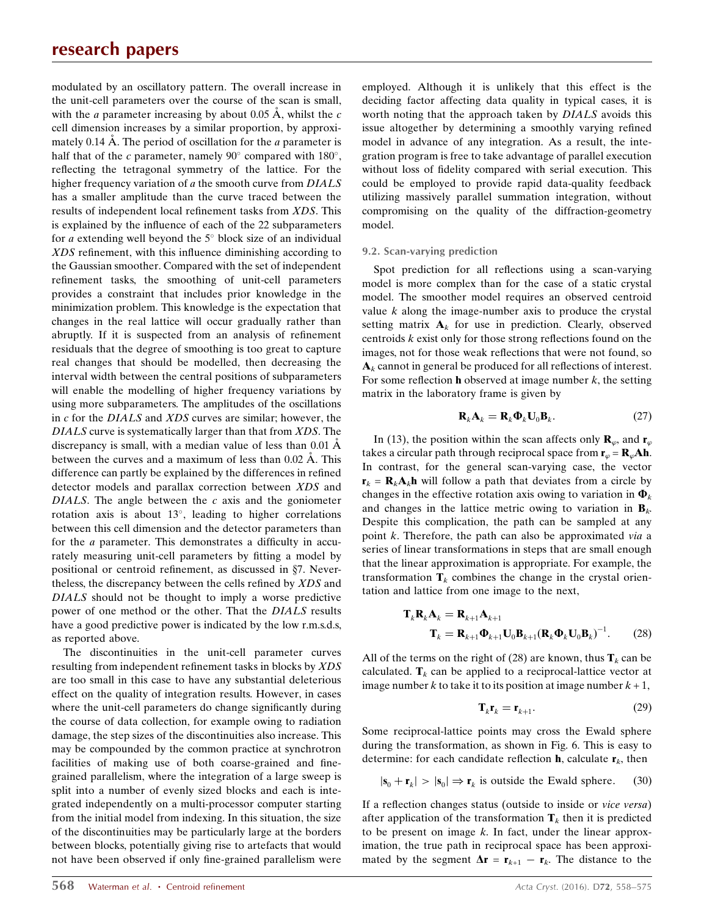modulated by an oscillatory pattern. The overall increase in the unit-cell parameters over the course of the scan is small, with the $a$ parameter increasing by about 0.05 Å, whilst the $c$ cell dimension increases by a similar proportion, by approximately 0.14 Å. The period of oscillation for the $a$ parameter is half that of the $c$ parameter, namely 90° compared with 180°, reflecting the tetragonal symmetry of the lattice. For the higher frequency variation of $a$ the smooth curve from *DIALS* has a smaller amplitude than the curve traced between the results of independent local refinement tasks from *XDS*. This is explained by the influence of each of the 22 subparameters for $a$ extending well beyond the 5° block size of an individual *XDS* refinement, with this influence diminishing according to the Gaussian smoother. Compared with the set of independent refinement tasks, the smoothing of unit-cell parameters provides a constraint that includes prior knowledge in the minimization problem. This knowledge is the expectation that changes in the real lattice will occur gradually rather than abruptly. If it is suspected from an analysis of refinement residuals that the degree of smoothing is too great to capture real changes that should be modelled, then decreasing the interval width between the central positions of subparameters will enable the modelling of higher frequency variations by using more subparameters. The amplitudes of the oscillations in $c$ for the *DIALS* and *XDS* curves are similar; however, the *DIALS* curve is systematically larger than that from *XDS*. The discrepancy is small, with a median value of less than 0.01 Å between the curves and a maximum of less than 0.02 Å. This difference can partly be explained by the differences in refined detector models and parallax correction between *XDS* and *DIALS*. The angle between the $c$ axis and the goniometer rotation axis is about 13°, leading to higher correlations between this cell dimension and the detector parameters than for the $a$ parameter. This demonstrates a difficulty in accurately measuring unit-cell parameters by fitting a model by positional or centroid refinement, as discussed in §7. Nevertheless, the discrepancy between the cells refined by *XDS* and *DIALS* should not be thought to imply a worse predictive power of one method or the other. That the *DIALS* results have a good predictive power is indicated by the low r.m.s.d.s, as reported above.

The discontinuities in the unit-cell parameter curves resulting from independent refinement tasks in blocks by *XDS* are too small in this case to have any substantial deleterious effect on the quality of integration results. However, in cases where the unit-cell parameters do change significantly during the course of data collection, for example owing to radiation damage, the step sizes of the discontinuities also increase. This may be compounded by the common practice at synchrotron facilities of making use of both coarse-grained and fine-grained parallelism, where the integration of a large sweep is split into a number of evenly sized blocks and each is integrated independently on a multi-processor computer starting from the initial model from indexing. In this situation, the size of the discontinuities may be particularly large at the borders between blocks, potentially giving rise to artefacts that would not have been observed if only fine-grained parallelism were employed. Although it is unlikely that this effect is the deciding factor affecting data quality in typical cases, it is worth noting that the approach taken by *DIALS* avoids this issue altogether by determining a smoothly varying refined model in advance of any integration. As a result, the integration program is free to take advantage of parallel execution without loss of fidelity compared with serial execution. This could be employed to provide rapid data-quality feedback utilizing massively parallel summation integration, without compromising on the quality of the diffraction-geometry model.

### 9.2. Scan-varying prediction

Spot prediction for all reflections using a scan-varying model is more complex than for the case of a static crystal model. The smoother model requires an observed centroid value $k$ along the image-number axis to produce the crystal setting matrix $\mathbf{A}_k$ for use in prediction. Clearly, observed centroids $k$ exist only for those strong reflections found on the images, not for those weak reflections that were not found, so $\mathbf{A}_k$ cannot in general be produced for all reflections of interest. For some reflection $\mathbf{h}$ observed at image number $k$, the setting matrix in the laboratory frame is given by

$$\mathbf{R}_k\mathbf{A}_k = \mathbf{R}_k\boldsymbol{\Phi}_k\mathbf{U}_0\mathbf{B}_k. \tag{27}$$

In (13), the position within the scan affects only $\mathbf{R}_\varphi$, and $\mathbf{r}_\varphi$ takes a circular path through reciprocal space from $\mathbf{r}_\varphi = \mathbf{R}_\varphi\mathbf{A}\mathbf{h}$. In contrast, for the general scan-varying case, the vector $\mathbf{r}_k = \mathbf{R}_k\mathbf{A}_k\mathbf{h}$ will follow a path that deviates from a circle by changes in the effective rotation axis owing to variation in $\boldsymbol{\Phi}_k$ and changes in the lattice metric owing to variation in $\mathbf{B}_k$. Despite this complication, the path can be sampled at any point $k$. Therefore, the path can also be approximated *via* a series of linear transformations in steps that are small enough that the linear approximation is appropriate. For example, the transformation $\mathbf{T}_k$ combines the change in the crystal orientation and lattice from one image to the next,

$$\begin{aligned}\mathbf{T}_k\mathbf{R}_k\mathbf{A}_k &= \mathbf{R}_{k+1}\mathbf{A}_{k+1}\\ \mathbf{T}_k &= \mathbf{R}_{k+1}\boldsymbol{\Phi}_{k+1}\mathbf{U}_0\mathbf{B}_{k+1}(\mathbf{R}_k\boldsymbol{\Phi}_k\mathbf{U}_0\mathbf{B}_k)^{-1}.\end{aligned} \tag{28}$$

All of the terms on the right of (28) are known, thus $\mathbf{T}_k$ can be calculated. $\mathbf{T}_k$ can be applied to a reciprocal-lattice vector at image number $k$ to take it to its position at image number $k+1$,

$$\mathbf{T}_k\mathbf{r}_k = \mathbf{r}_{k+1}. \tag{29}$$

Some reciprocal-lattice points may cross the Ewald sphere during the transformation, as shown in Fig. 6. This is easy to determine: for each candidate reflection $\mathbf{h}$, calculate $\mathbf{r}_k$, then

$$|\mathbf{s}_0 + \mathbf{r}_k| > |\mathbf{s}_0| \Rightarrow \mathbf{r}_k \text{ is outside the Ewald sphere.} \tag{30}$$

If a reflection changes status (outside to inside or *vice versa*) after application of the transformation $\mathbf{T}_k$ then it is predicted to be present on image $k$. In fact, under the linear approximation, the true path in reciprocal space has been approximated by the segment $\Delta\mathbf{r} = \mathbf{r}_{k+1} - \mathbf{r}_k$. The distance to the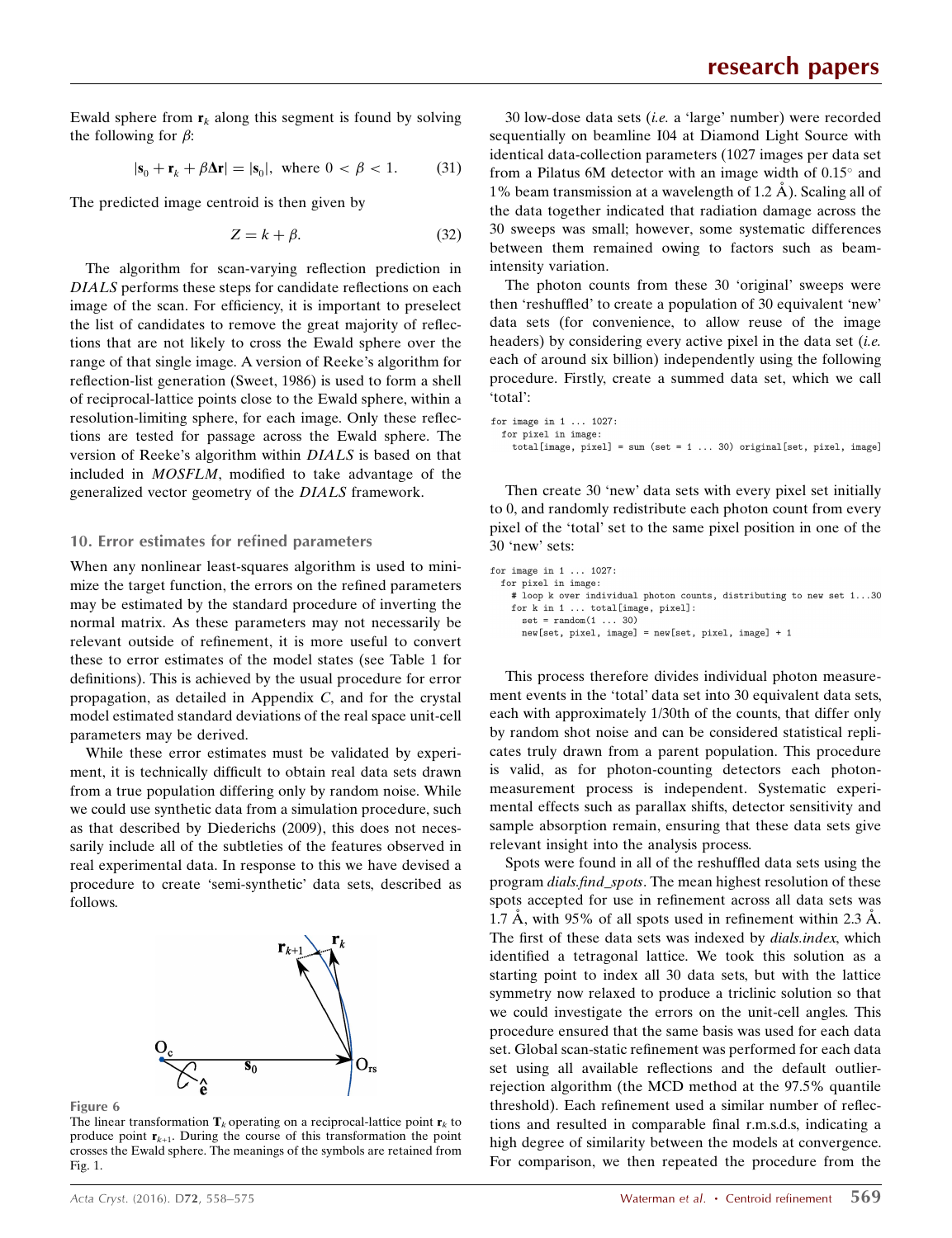Ewald sphere from $\mathbf{r}_k$ along this segment is found by solving the following for $\beta$:

$$|\mathbf{s}_0 + \mathbf{r}_k + \beta\Delta\mathbf{r}| = |\mathbf{s}_0|, \text{ where } 0 < \beta < 1. \quad (31)$$

The predicted image centroid is then given by

$$Z = k + \beta. \quad (32)$$

The algorithm for scan-varying reflection prediction in *DIALS* performs these steps for candidate reflections on each image of the scan. For efficiency, it is important to preselect the list of candidates to remove the great majority of reflections that are not likely to cross the Ewald sphere over the range of that single image. A version of Reeke's algorithm for reflection-list generation (Sweet, 1986) is used to form a shell of reciprocal-lattice points close to the Ewald sphere, within a resolution-limiting sphere, for each image. Only these reflections are tested for passage across the Ewald sphere. The version of Reeke's algorithm within *DIALS* is based on that included in *MOSFLM*, modified to take advantage of the generalized vector geometry of the *DIALS* framework.

## 10. Error estimates for refined parameters

When any nonlinear least-squares algorithm is used to minimize the target function, the errors on the refined parameters may be estimated by the standard procedure of inverting the normal matrix. As these parameters may not necessarily be relevant outside of refinement, it is more useful to convert these to error estimates of the model states (see Table 1 for definitions). This is achieved by the usual procedure for error propagation, as detailed in Appendix *C*, and for the crystal model estimated standard deviations of the real space unit-cell parameters may be derived.

While these error estimates must be validated by experiment, it is technically difficult to obtain real data sets drawn from a true population differing only by random noise. While we could use synthetic data from a simulation procedure, such as that described by Diederichs (2009), this does not necessarily include all of the subtleties of the features observed in real experimental data. In response to this we have devised a procedure to create 'semi-synthetic' data sets, described as follows.

**Figure 6**
The linear transformation $\mathbf{T}_k$ operating on a reciprocal-lattice point $\mathbf{r}_k$ to produce point $\mathbf{r}_{k+1}$. During the course of this transformation the point crosses the Ewald sphere. The meanings of the symbols are retained from Fig. 1.

30 low-dose data sets (*i.e.* a 'large' number) were recorded sequentially on beamline I04 at Diamond Light Source with identical data-collection parameters (1027 images per data set from a Pilatus 6M detector with an image width of 0.15° and 1% beam transmission at a wavelength of 1.2 Å). Scaling all of the data together indicated that radiation damage across the 30 sweeps was small; however, some systematic differences between them remained owing to factors such as beam-intensity variation.

The photon counts from these 30 'original' sweeps were then 'reshuffled' to create a population of 30 equivalent 'new' data sets (for convenience, to allow reuse of the image headers) by considering every active pixel in the data set (*i.e.* each of around six billion) independently using the following procedure. Firstly, create a summed data set, which we call 'total':

```
for image in 1 ... 1027:
  for pixel in image:
    total[image, pixel] = sum (set = 1 ... 30) original[set, pixel, image]
```

Then create 30 'new' data sets with every pixel set initially to 0, and randomly redistribute each photon count from every pixel of the 'total' set to the same pixel position in one of the 30 'new' sets:

```
for image in 1 ... 1027:
  for pixel in image:
    # loop k over individual photon counts, distributing to new set 1...30
    for k in 1 ... total[image, pixel]:
      set = random(1 ... 30)
      new[set, pixel, image] = new[set, pixel, image] + 1
```

This process therefore divides individual photon measurement events in the 'total' data set into 30 equivalent data sets, each with approximately 1/30th of the counts, that differ only by random shot noise and can be considered statistical replicates truly drawn from a parent population. This procedure is valid, as for photon-counting detectors each photon-measurement process is independent. Systematic experimental effects such as parallax shifts, detector sensitivity and sample absorption remain, ensuring that these data sets give relevant insight into the analysis process.

Spots were found in all of the reshuffled data sets using the program *dials.find_spots*. The mean highest resolution of these spots accepted for use in refinement across all data sets was 1.7 Å, with 95% of all spots used in refinement within 2.3 Å. The first of these data sets was indexed by *dials.index*, which identified a tetragonal lattice. We took this solution as a starting point to index all 30 data sets, but with the lattice symmetry now relaxed to produce a triclinic solution so that we could investigate the errors on the unit-cell angles. This procedure ensured that the same basis was used for each data set. Global scan-static refinement was performed for each data set using all available reflections and the default outlier-rejection algorithm (the MCD method at the 97.5% quantile threshold). Each refinement used a similar number of reflections and resulted in comparable final r.m.s.d.s, indicating a high degree of similarity between the models at convergence. For comparison, we then repeated the procedure from the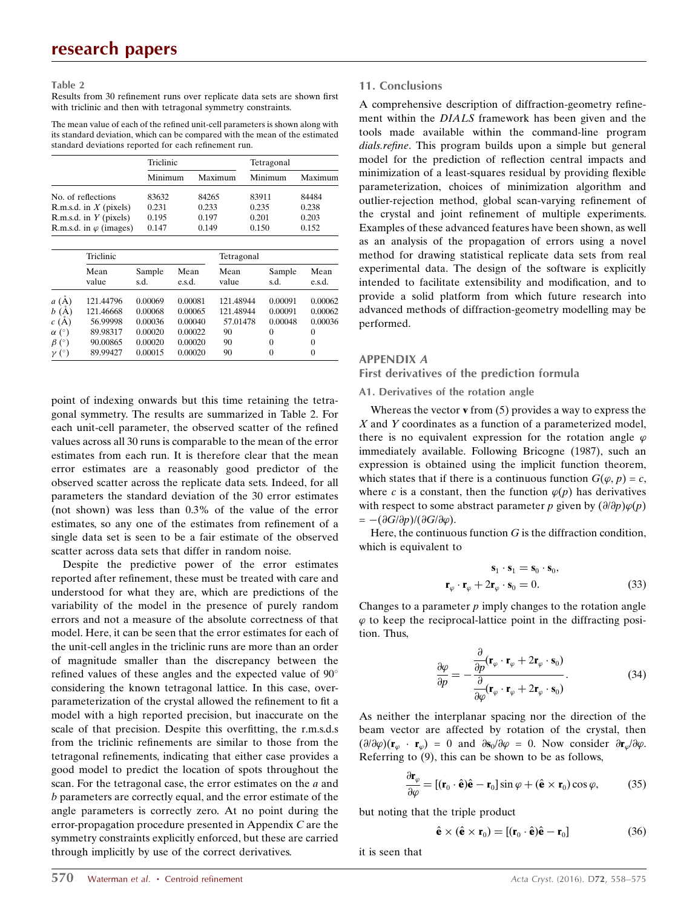**Table 2**

Results from 30 refinement runs over replicate data sets are shown first with triclinic and then with tetragonal symmetry constraints.

The mean value of each of the refined unit-cell parameters is shown along with its standard deviation, which can be compared with the mean of the estimated standard deviations reported for each refinement run.

| | Triclinic | | Tetragonal | |
|---|---|---|---|---|
| | Minimum | Maximum | Minimum | Maximum |
| No. of reflections | 83632 | 84265 | 83911 | 84484 |
| R.m.s.d. in $X$ (pixels) | 0.231 | 0.233 | 0.235 | 0.238 |
| R.m.s.d. in $Y$ (pixels) | 0.195 | 0.197 | 0.201 | 0.203 |
| R.m.s.d. in $\varphi$ (images) | 0.147 | 0.149 | 0.150 | 0.152 |

| | Triclinic | | | Tetragonal | | |
|---|---|---|---|---|---|---|
| | Mean value | Sample s.d. | Mean e.s.d. | Mean value | Sample s.d. | Mean e.s.d. |
| $a$ (Å) | 121.44796 | 0.00069 | 0.00081 | 121.48944 | 0.00091 | 0.00062 |
| $b$ (Å) | 121.46668 | 0.00068 | 0.00065 | 121.48944 | 0.00091 | 0.00062 |
| $c$ (Å) | 56.99998 | 0.00036 | 0.00040 | 57.01478 | 0.00048 | 0.00036 |
| $\alpha$ (°) | 89.98317 | 0.00020 | 0.00022 | 90 | 0 | 0 |
| $\beta$ (°) | 90.00865 | 0.00020 | 0.00020 | 90 | 0 | 0 |
| $\gamma$ (°) | 89.99427 | 0.00015 | 0.00020 | 90 | 0 | 0 |

point of indexing onwards but this time retaining the tetragonal symmetry. The results are summarized in Table 2. For each unit-cell parameter, the observed scatter of the refined values across all 30 runs is comparable to the mean of the error estimates from each run. It is therefore clear that the mean error estimates are a reasonably good predictor of the observed scatter across the replicate data sets. Indeed, for all parameters the standard deviation of the 30 error estimates (not shown) was less than 0.3% of the value of the error estimates, so any one of the estimates from refinement of a single data set is seen to be a fair estimate of the observed scatter across data sets that differ in random noise.

Despite the predictive power of the error estimates reported after refinement, these must be treated with care and understood for what they are, which are predictions of the variability of the model in the presence of purely random errors and not a measure of the absolute correctness of that model. Here, it can be seen that the error estimates for each of the unit-cell angles in the triclinic runs are more than an order of magnitude smaller than the discrepancy between the refined values of these angles and the expected value of 90° considering the known tetragonal lattice. In this case, over-parameterization of the crystal allowed the refinement to fit a model with a high reported precision, but inaccurate on the scale of that precision. Despite this overfitting, the r.m.s.d.s from the triclinic refinements are similar to those from the tetragonal refinements, indicating that either case provides a good model to predict the location of spots throughout the scan. For the tetragonal case, the error estimates on the $a$ and $b$ parameters are correctly equal, and the error estimate of the angle parameters is correctly zero. At no point during the error-propagation procedure presented in Appendix $C$ are the symmetry constraints explicitly enforced, but these are carried through implicitly by use of the correct derivatives.

## 11. Conclusions

A comprehensive description of diffraction-geometry refinement within the *DIALS* framework has been given and the tools made available within the command-line program *dials.refine*. This program builds upon a simple but general model for the prediction of reflection central impacts and minimization of a least-squares residual by providing flexible parameterization, choices of minimization algorithm and outlier-rejection method, global scan-varying refinement of the crystal and joint refinement of multiple experiments. Examples of these advanced features have been shown, as well as an analysis of the propagation of errors using a novel method for drawing statistical replicate data sets from real experimental data. The design of the software is explicitly intended to facilitate extensibility and modification, and to provide a solid platform from which future research into advanced methods of diffraction-geometry modelling may be performed.

## APPENDIX A
## First derivatives of the prediction formula

### A1. Derivatives of the rotation angle

Whereas the vector $\mathbf{v}$ from (5) provides a way to express the $X$ and $Y$ coordinates as a function of a parameterized model, there is no equivalent expression for the rotation angle $\varphi$ immediately available. Following Bricogne (1987), such an expression is obtained using the implicit function theorem, which states that if there is a continuous function $G(\varphi, p) = c$, where $c$ is a constant, then the function $\varphi(p)$ has derivatives with respect to some abstract parameter $p$ given by $(\partial/\partial p)\varphi(p) = -(\partial G/\partial p)/(\partial G/\partial \varphi)$.

Here, the continuous function $G$ is the diffraction condition, which is equivalent to

$$\begin{aligned} \mathbf{s}_1 \cdot \mathbf{s}_1 &= \mathbf{s}_0 \cdot \mathbf{s}_0, \\ \mathbf{r}_\varphi \cdot \mathbf{r}_\varphi + 2\mathbf{r}_\varphi \cdot \mathbf{s}_0 &= 0. \end{aligned} \tag{33}$$

Changes to a parameter $p$ imply changes to the rotation angle $\varphi$ to keep the reciprocal-lattice point in the diffracting position. Thus,

$$\frac{\partial \varphi}{\partial p} = -\frac{\dfrac{\partial}{\partial p}(\mathbf{r}_\varphi \cdot \mathbf{r}_\varphi + 2\mathbf{r}_\varphi \cdot \mathbf{s}_0)}{\dfrac{\partial}{\partial \varphi}(\mathbf{r}_\varphi \cdot \mathbf{r}_\varphi + 2\mathbf{r}_\varphi \cdot \mathbf{s}_0)}. \tag{34}$$

As neither the interplanar spacing nor the direction of the beam vector are affected by rotation of the crystal, then $(\partial/\partial\varphi)(\mathbf{r}_\varphi \cdot \mathbf{r}_\varphi) = 0$ and $\partial \mathbf{s}_0/\partial\varphi = 0$. Now consider $\partial \mathbf{r}_\varphi/\partial\varphi$. Referring to (9), this can be shown to be as follows,

$$\frac{\partial \mathbf{r}_\varphi}{\partial \varphi} = [(\mathbf{r}_0 \cdot \hat{\mathbf{e}})\hat{\mathbf{e}} - \mathbf{r}_0]\sin\varphi + (\hat{\mathbf{e}} \times \mathbf{r}_0)\cos\varphi, \tag{35}$$

but noting that the triple product

$$\hat{\mathbf{e}} \times (\hat{\mathbf{e}} \times \mathbf{r}_0) = [(\mathbf{r}_0 \cdot \hat{\mathbf{e}})\hat{\mathbf{e}} - \mathbf{r}_0] \tag{36}$$

it is seen that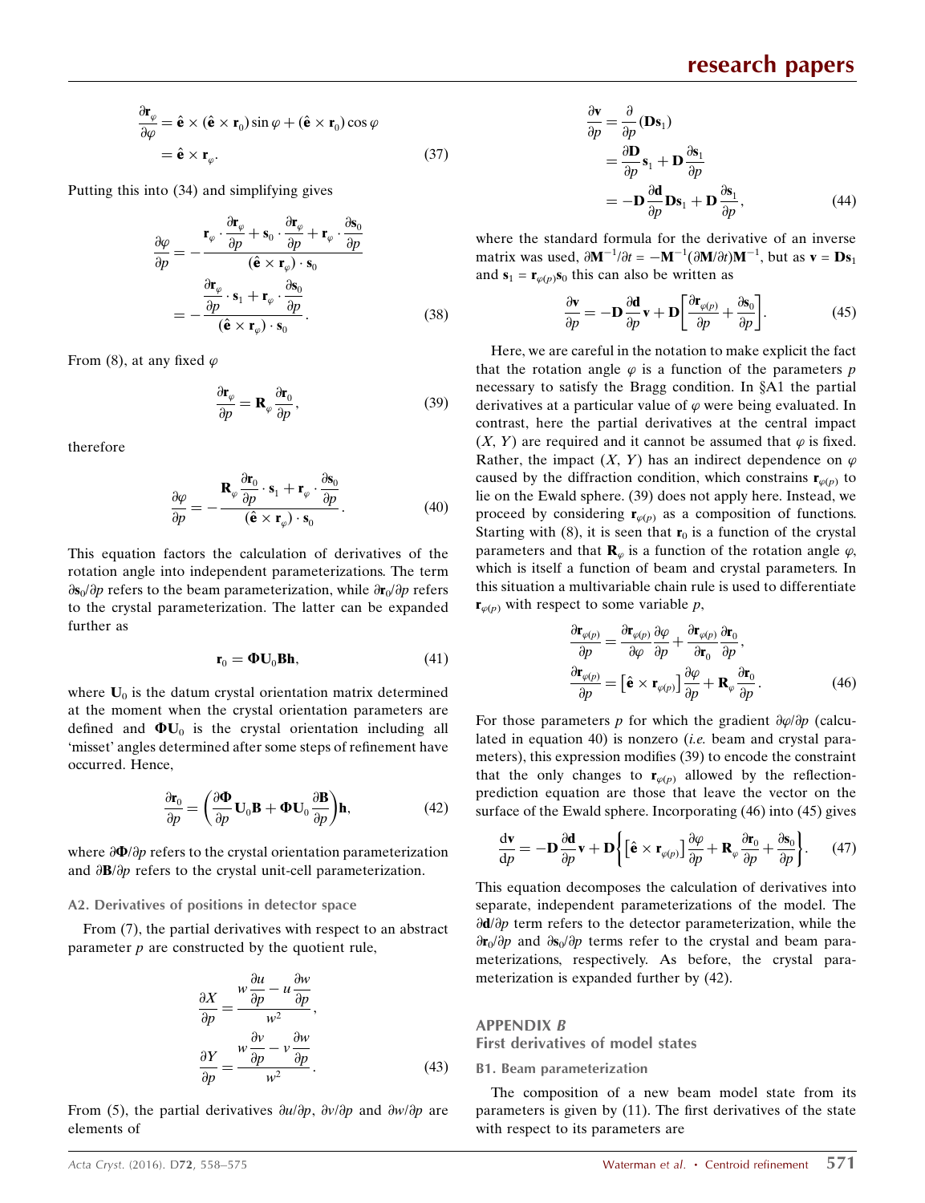$$\frac{\partial \mathbf{r}_\varphi}{\partial \varphi} = \hat{\mathbf{e}} \times (\hat{\mathbf{e}} \times \mathbf{r}_0)\sin\varphi + (\hat{\mathbf{e}} \times \mathbf{r}_0)\cos\varphi$$
$$= \hat{\mathbf{e}} \times \mathbf{r}_\varphi. \tag{37}$$

Putting this into (34) and simplifying gives

$$\frac{\partial \varphi}{\partial p} = -\frac{\mathbf{r}_\varphi \cdot \dfrac{\partial \mathbf{r}_\varphi}{\partial p} + \mathbf{s}_0 \cdot \dfrac{\partial \mathbf{r}_\varphi}{\partial p} + \mathbf{r}_\varphi \cdot \dfrac{\partial \mathbf{s}_0}{\partial p}}{(\hat{\mathbf{e}} \times \mathbf{r}_\varphi) \cdot \mathbf{s}_0}$$
$$= -\frac{\dfrac{\partial \mathbf{r}_\varphi}{\partial p} \cdot \mathbf{s}_1 + \mathbf{r}_\varphi \cdot \dfrac{\partial \mathbf{s}_0}{\partial p}}{(\hat{\mathbf{e}} \times \mathbf{r}_\varphi) \cdot \mathbf{s}_0}. \tag{38}$$

From (8), at any fixed $\varphi$

$$\frac{\partial \mathbf{r}_\varphi}{\partial p} = \mathbf{R}_\varphi \frac{\partial \mathbf{r}_0}{\partial p}, \tag{39}$$

therefore

$$\frac{\partial \varphi}{\partial p} = -\frac{\mathbf{R}_\varphi \dfrac{\partial \mathbf{r}_0}{\partial p} \cdot \mathbf{s}_1 + \mathbf{r}_\varphi \cdot \dfrac{\partial \mathbf{s}_0}{\partial p}}{(\hat{\mathbf{e}} \times \mathbf{r}_\varphi) \cdot \mathbf{s}_0}. \tag{40}$$

This equation factors the calculation of derivatives of the rotation angle into independent parameterizations. The term $\partial \mathbf{s}_0/\partial p$ refers to the beam parameterization, while $\partial \mathbf{r}_0/\partial p$ refers to the crystal parameterization. The latter can be expanded further as

$$\mathbf{r}_0 = \mathbf{\Phi}\mathbf{U}_0\mathbf{B}\mathbf{h}, \tag{41}$$

where $\mathbf{U}_0$ is the datum crystal orientation matrix determined at the moment when the crystal orientation parameters are defined and $\mathbf{\Phi}\mathbf{U}_0$ is the crystal orientation including all 'misset' angles determined after some steps of refinement have occurred. Hence,

$$\frac{\partial \mathbf{r}_0}{\partial p} = \left(\frac{\partial \mathbf{\Phi}}{\partial p}\mathbf{U}_0\mathbf{B} + \mathbf{\Phi}\mathbf{U}_0\frac{\partial \mathbf{B}}{\partial p}\right)\mathbf{h}, \tag{42}$$

where $\partial \mathbf{\Phi}/\partial p$ refers to the crystal orientation parameterization and $\partial \mathbf{B}/\partial p$ refers to the crystal unit-cell parameterization.

### A2. Derivatives of positions in detector space

From (7), the partial derivatives with respect to an abstract parameter $p$ are constructed by the quotient rule,

$$\frac{\partial X}{\partial p} = \frac{w\dfrac{\partial u}{\partial p} - u\dfrac{\partial w}{\partial p}}{w^2},$$
$$\frac{\partial Y}{\partial p} = \frac{w\dfrac{\partial v}{\partial p} - v\dfrac{\partial w}{\partial p}}{w^2}. \tag{43}$$

From (5), the partial derivatives $\partial u/\partial p$, $\partial v/\partial p$ and $\partial w/\partial p$ are elements of

$$\frac{\partial \mathbf{v}}{\partial p} = \frac{\partial}{\partial p}(\mathbf{D}\mathbf{s}_1)$$
$$= \frac{\partial \mathbf{D}}{\partial p}\mathbf{s}_1 + \mathbf{D}\frac{\partial \mathbf{s}_1}{\partial p}$$
$$= -\mathbf{D}\frac{\partial \mathbf{d}}{\partial p}\mathbf{D}\mathbf{s}_1 + \mathbf{D}\frac{\partial \mathbf{s}_1}{\partial p}, \tag{44}$$

where the standard formula for the derivative of an inverse matrix was used, $\partial \mathbf{M}^{-1}/\partial t = -\mathbf{M}^{-1}(\partial \mathbf{M}/\partial t)\mathbf{M}^{-1}$, but as $\mathbf{v} = \mathbf{D}\mathbf{s}_1$ and $\mathbf{s}_1 = \mathbf{r}_{\varphi(p)}\mathbf{s}_0$ this can also be written as

$$\frac{\partial \mathbf{v}}{\partial p} = -\mathbf{D}\frac{\partial \mathbf{d}}{\partial p}\mathbf{v} + \mathbf{D}\left[\frac{\partial \mathbf{r}_{\varphi(p)}}{\partial p} + \frac{\partial \mathbf{s}_0}{\partial p}\right]. \tag{45}$$

Here, we are careful in the notation to make explicit the fact that the rotation angle $\varphi$ is a function of the parameters $p$ necessary to satisfy the Bragg condition. In §A1 the partial derivatives at a particular value of $\varphi$ were being evaluated. In contrast, here the partial derivatives at the central impact $(X, Y)$ are required and it cannot be assumed that $\varphi$ is fixed. Rather, the impact $(X, Y)$ has an indirect dependence on $\varphi$ caused by the diffraction condition, which constrains $\mathbf{r}_{\varphi(p)}$ to lie on the Ewald sphere. (39) does not apply here. Instead, we proceed by considering $\mathbf{r}_{\varphi(p)}$ as a composition of functions. Starting with (8), it is seen that $\mathbf{r}_0$ is a function of the crystal parameters and that $\mathbf{R}_\varphi$ is a function of the rotation angle $\varphi$, which is itself a function of beam and crystal parameters. In this situation a multivariable chain rule is used to differentiate $\mathbf{r}_{\varphi(p)}$ with respect to some variable $p$,

$$\frac{\partial \mathbf{r}_{\varphi(p)}}{\partial p} = \frac{\partial \mathbf{r}_{\varphi(p)}}{\partial \varphi}\frac{\partial \varphi}{\partial p} + \frac{\partial \mathbf{r}_{\varphi(p)}}{\partial \mathbf{r}_0}\frac{\partial \mathbf{r}_0}{\partial p},$$
$$\frac{\partial \mathbf{r}_{\varphi(p)}}{\partial p} = \left[\hat{\mathbf{e}} \times \mathbf{r}_{\varphi(p)}\right]\frac{\partial \varphi}{\partial p} + \mathbf{R}_\varphi\frac{\partial \mathbf{r}_0}{\partial p}. \tag{46}$$

For those parameters $p$ for which the gradient $\partial \varphi/\partial p$ (calculated in equation 40) is nonzero (*i.e.* beam and crystal parameters), this expression modifies (39) to encode the constraint that the only changes to $\mathbf{r}_{\varphi(p)}$ allowed by the reflection-prediction equation are those that leave the vector on the surface of the Ewald sphere. Incorporating (46) into (45) gives

$$\frac{\mathrm{d}\mathbf{v}}{\mathrm{d}p} = -\mathbf{D}\frac{\partial \mathbf{d}}{\partial p}\mathbf{v} + \mathbf{D}\left\{\left[\hat{\mathbf{e}} \times \mathbf{r}_{\varphi(p)}\right]\frac{\partial \varphi}{\partial p} + \mathbf{R}_\varphi\frac{\partial \mathbf{r}_0}{\partial p} + \frac{\partial \mathbf{s}_0}{\partial p}\right\}. \tag{47}$$

This equation decomposes the calculation of derivatives into separate, independent parameterizations of the model. The $\partial \mathbf{d}/\partial p$ term refers to the detector parameterization, while the $\partial \mathbf{r}_0/\partial p$ and $\partial \mathbf{s}_0/\partial p$ terms refer to the crystal and beam parameterizations, respectively. As before, the crystal parameterization is expanded further by (42).

## APPENDIX B
## First derivatives of model states

### B1. Beam parameterization

The composition of a new beam model state from its parameters is given by (11). The first derivatives of the state with respect to its parameters are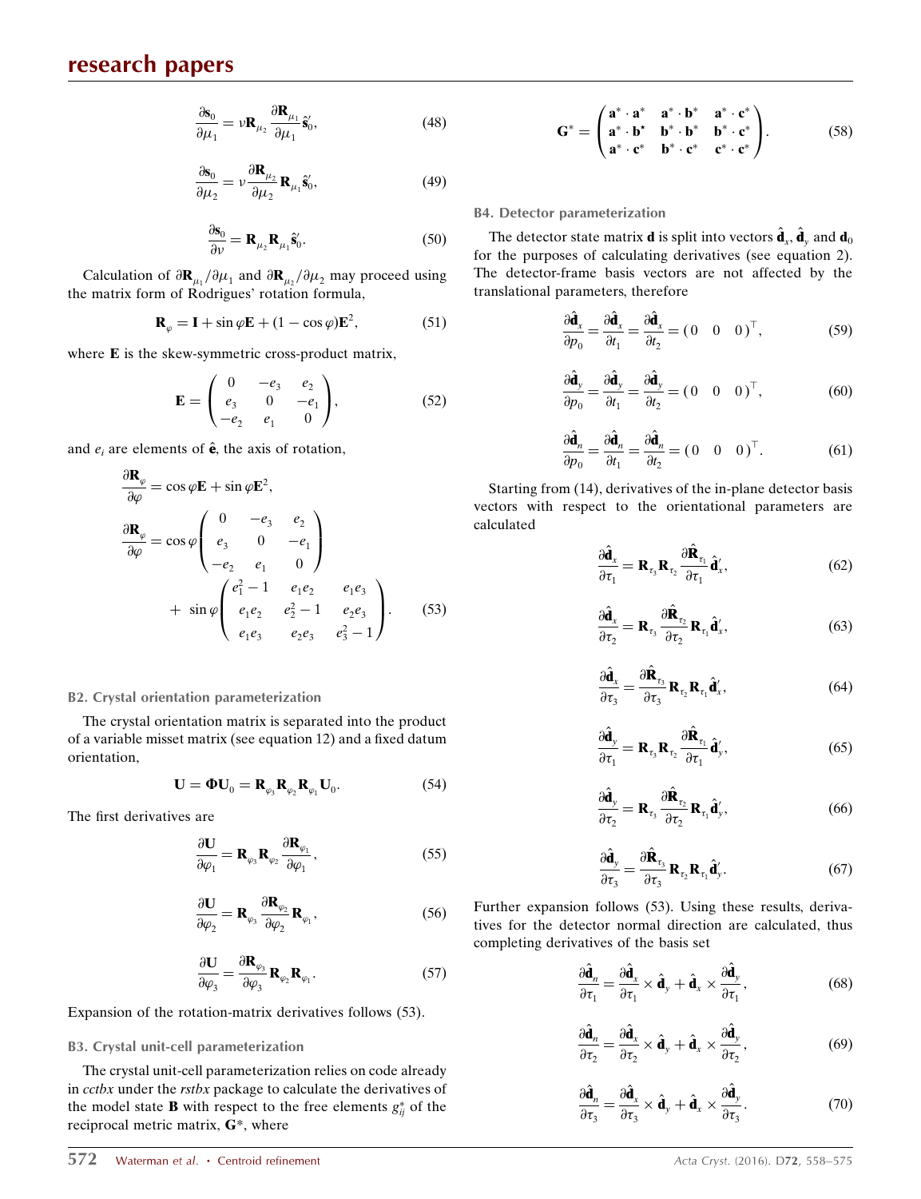$$\frac{\partial \mathbf{s}_0}{\partial \mu_1} = \nu \mathbf{R}_{\mu_2} \frac{\partial \mathbf{R}_{\mu_1}}{\partial \mu_1} \hat{\mathbf{s}}'_0, \tag{48}$$

$$\frac{\partial \mathbf{s}_0}{\partial \mu_2} = \nu \frac{\partial \mathbf{R}_{\mu_2}}{\partial \mu_2} \mathbf{R}_{\mu_1} \hat{\mathbf{s}}'_0, \tag{49}$$

$$\frac{\partial \mathbf{s}_0}{\partial \nu} = \mathbf{R}_{\mu_2} \mathbf{R}_{\mu_1} \hat{\mathbf{s}}'_0. \tag{50}$$

Calculation of $\partial \mathbf{R}_{\mu_1}/\partial \mu_1$ and $\partial \mathbf{R}_{\mu_2}/\partial \mu_2$ may proceed using the matrix form of Rodrigues' rotation formula,

$$\mathbf{R}_\varphi = \mathbf{I} + \sin\varphi \mathbf{E} + (1 - \cos\varphi)\mathbf{E}^2, \tag{51}$$

where $\mathbf{E}$ is the skew-symmetric cross-product matrix,

$$\mathbf{E} = \begin{pmatrix} 0 & -e_3 & e_2 \\ e_3 & 0 & -e_1 \\ -e_2 & e_1 & 0 \end{pmatrix}, \tag{52}$$

and $e_i$ are elements of $\hat{\mathbf{e}}$, the axis of rotation,

$$\begin{aligned} \frac{\partial \mathbf{R}_\varphi}{\partial \varphi} &= \cos\varphi \mathbf{E} + \sin\varphi \mathbf{E}^2, \\ \frac{\partial \mathbf{R}_\varphi}{\partial \varphi} &= \cos\varphi \begin{pmatrix} 0 & -e_3 & e_2 \\ e_3 & 0 & -e_1 \\ -e_2 & e_1 & 0 \end{pmatrix} \\ &\quad + \sin\varphi \begin{pmatrix} e_1^2 - 1 & e_1 e_2 & e_1 e_3 \\ e_1 e_2 & e_2^2 - 1 & e_2 e_3 \\ e_1 e_3 & e_2 e_3 & e_3^2 - 1 \end{pmatrix}. \end{aligned} \tag{53}$$

### B2. Crystal orientation parameterization

The crystal orientation matrix is separated into the product of a variable misset matrix (see equation 12) and a fixed datum orientation,

$$\mathbf{U} = \boldsymbol{\Phi} \mathbf{U}_0 = \mathbf{R}_{\varphi_3} \mathbf{R}_{\varphi_2} \mathbf{R}_{\varphi_1} \mathbf{U}_0. \tag{54}$$

The first derivatives are

$$\frac{\partial \mathbf{U}}{\partial \varphi_1} = \mathbf{R}_{\varphi_3} \mathbf{R}_{\varphi_2} \frac{\partial \mathbf{R}_{\varphi_1}}{\partial \varphi_1}, \tag{55}$$

$$\frac{\partial \mathbf{U}}{\partial \varphi_2} = \mathbf{R}_{\varphi_3} \frac{\partial \mathbf{R}_{\varphi_2}}{\partial \varphi_2} \mathbf{R}_{\varphi_1}, \tag{56}$$

$$\frac{\partial \mathbf{U}}{\partial \varphi_3} = \frac{\partial \mathbf{R}_{\varphi_3}}{\partial \varphi_3} \mathbf{R}_{\varphi_2} \mathbf{R}_{\varphi_1}. \tag{57}$$

Expansion of the rotation-matrix derivatives follows (53).

### B3. Crystal unit-cell parameterization

The crystal unit-cell parameterization relies on code already in *cctbx* under the *rstbx* package to calculate the derivatives of the model state $\mathbf{B}$ with respect to the free elements $g^*_{ij}$ of the reciprocal metric matrix, $\mathbf{G}^*$, where

$$\mathbf{G}^* = \begin{pmatrix} \mathbf{a}^* \cdot \mathbf{a}^* & \mathbf{a}^* \cdot \mathbf{b}^* & \mathbf{a}^* \cdot \mathbf{c}^* \\ \mathbf{a}^* \cdot \mathbf{b}^* & \mathbf{b}^* \cdot \mathbf{b}^* & \mathbf{b}^* \cdot \mathbf{c}^* \\ \mathbf{a}^* \cdot \mathbf{c}^* & \mathbf{b}^* \cdot \mathbf{c}^* & \mathbf{c}^* \cdot \mathbf{c}^* \end{pmatrix}. \tag{58}$$

### B4. Detector parameterization

The detector state matrix $\mathbf{d}$ is split into vectors $\hat{\mathbf{d}}_x$, $\hat{\mathbf{d}}_y$ and $\mathbf{d}_0$ for the purposes of calculating derivatives (see equation 2). The detector-frame basis vectors are not affected by the translational parameters, therefore

$$\frac{\partial \hat{\mathbf{d}}_x}{\partial p_0} = \frac{\partial \hat{\mathbf{d}}_x}{\partial t_1} = \frac{\partial \hat{\mathbf{d}}_x}{\partial t_2} = (0 \quad 0 \quad 0)^\top, \tag{59}$$

$$\frac{\partial \hat{\mathbf{d}}_y}{\partial p_0} = \frac{\partial \hat{\mathbf{d}}_y}{\partial t_1} = \frac{\partial \hat{\mathbf{d}}_y}{\partial t_2} = (0 \quad 0 \quad 0)^\top, \tag{60}$$

$$\frac{\partial \hat{\mathbf{d}}_n}{\partial p_0} = \frac{\partial \hat{\mathbf{d}}_n}{\partial t_1} = \frac{\partial \hat{\mathbf{d}}_n}{\partial t_2} = (0 \quad 0 \quad 0)^\top. \tag{61}$$

Starting from (14), derivatives of the in-plane detector basis vectors with respect to the orientational parameters are calculated

$$\frac{\partial \hat{\mathbf{d}}_x}{\partial \tau_1} = \mathbf{R}_{\tau_3} \mathbf{R}_{\tau_2} \frac{\partial \hat{\mathbf{R}}_{\tau_1}}{\partial \tau_1} \hat{\mathbf{d}}'_x, \tag{62}$$

$$\frac{\partial \hat{\mathbf{d}}_x}{\partial \tau_2} = \mathbf{R}_{\tau_3} \frac{\partial \hat{\mathbf{R}}_{\tau_2}}{\partial \tau_2} \mathbf{R}_{\tau_1} \hat{\mathbf{d}}'_x, \tag{63}$$

$$\frac{\partial \hat{\mathbf{d}}_x}{\partial \tau_3} = \frac{\partial \hat{\mathbf{R}}_{\tau_3}}{\partial \tau_3} \mathbf{R}_{\tau_2} \mathbf{R}_{\tau_1} \hat{\mathbf{d}}'_x, \tag{64}$$

$$\frac{\partial \hat{\mathbf{d}}_y}{\partial \tau_1} = \mathbf{R}_{\tau_3} \mathbf{R}_{\tau_2} \frac{\partial \hat{\mathbf{R}}_{\tau_1}}{\partial \tau_1} \hat{\mathbf{d}}'_y, \tag{65}$$

$$\frac{\partial \hat{\mathbf{d}}_y}{\partial \tau_2} = \mathbf{R}_{\tau_3} \frac{\partial \hat{\mathbf{R}}_{\tau_2}}{\partial \tau_2} \mathbf{R}_{\tau_1} \hat{\mathbf{d}}'_y, \tag{66}$$

$$\frac{\partial \hat{\mathbf{d}}_y}{\partial \tau_3} = \frac{\partial \hat{\mathbf{R}}_{\tau_3}}{\partial \tau_3} \mathbf{R}_{\tau_2} \mathbf{R}_{\tau_1} \hat{\mathbf{d}}'_y. \tag{67}$$

Further expansion follows (53). Using these results, derivatives for the detector normal direction are calculated, thus completing derivatives of the basis set

$$\frac{\partial \hat{\mathbf{d}}_n}{\partial \tau_1} = \frac{\partial \hat{\mathbf{d}}_x}{\partial \tau_1} \times \hat{\mathbf{d}}_y + \hat{\mathbf{d}}_x \times \frac{\partial \hat{\mathbf{d}}_y}{\partial \tau_1}, \tag{68}$$

$$\frac{\partial \hat{\mathbf{d}}_n}{\partial \tau_2} = \frac{\partial \hat{\mathbf{d}}_x}{\partial \tau_2} \times \hat{\mathbf{d}}_y + \hat{\mathbf{d}}_x \times \frac{\partial \hat{\mathbf{d}}_y}{\partial \tau_2}, \tag{69}$$

$$\frac{\partial \hat{\mathbf{d}}_n}{\partial \tau_3} = \frac{\partial \hat{\mathbf{d}}_x}{\partial \tau_3} \times \hat{\mathbf{d}}_y + \hat{\mathbf{d}}_x \times \frac{\partial \hat{\mathbf{d}}_y}{\partial \tau_3}. \tag{70}$$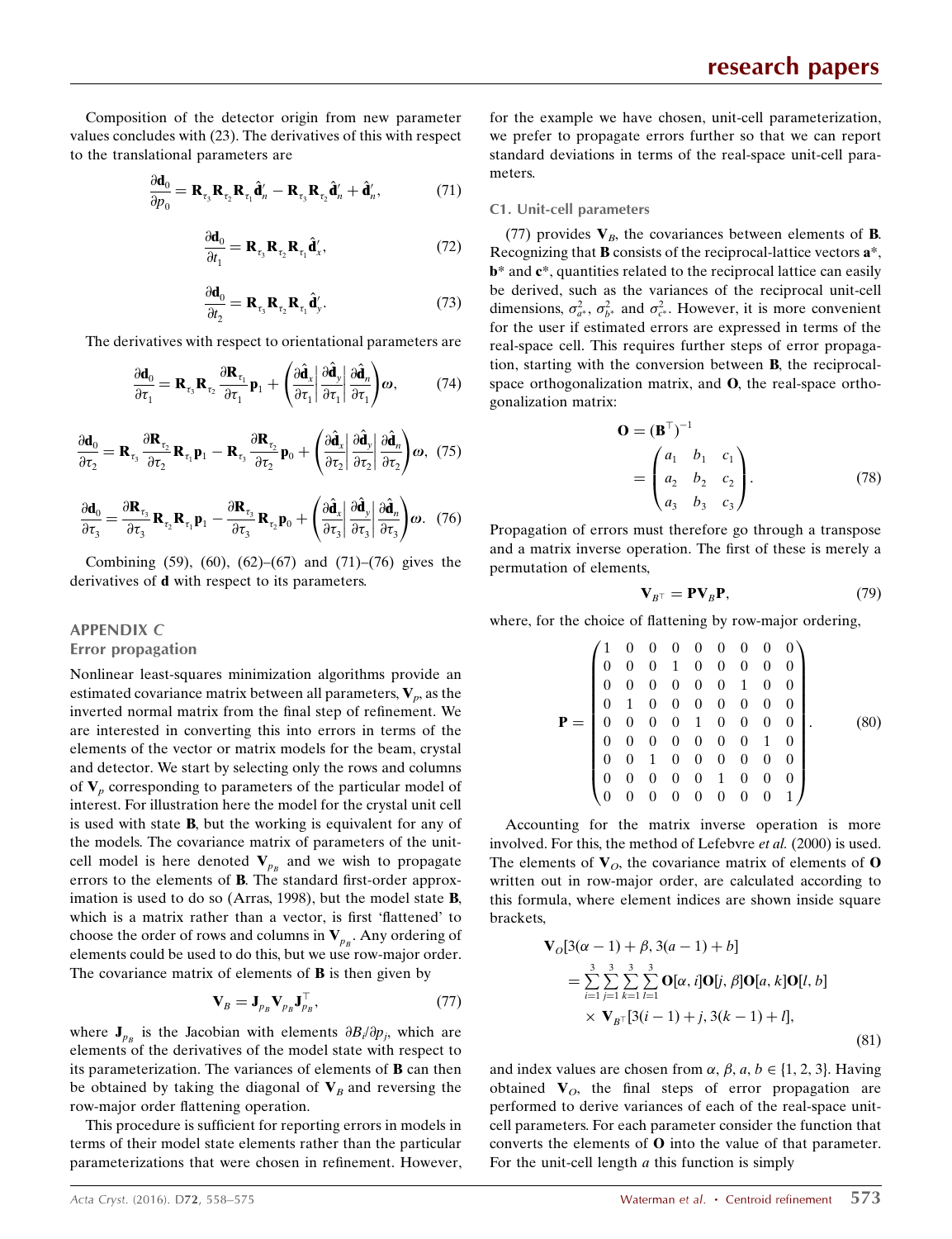Composition of the detector origin from new parameter values concludes with (23). The derivatives of this with respect to the translational parameters are

$$\frac{\partial \mathbf{d}_0}{\partial p_0} = \mathbf{R}_{\tau_3}\mathbf{R}_{\tau_2}\mathbf{R}_{\tau_1}\hat{\mathbf{d}}'_n - \mathbf{R}_{\tau_3}\mathbf{R}_{\tau_2}\hat{\mathbf{d}}'_n + \hat{\mathbf{d}}'_n, \tag{71}$$

$$\frac{\partial \mathbf{d}_0}{\partial t_1} = \mathbf{R}_{\tau_3}\mathbf{R}_{\tau_2}\mathbf{R}_{\tau_1}\hat{\mathbf{d}}'_x, \tag{72}$$

$$\frac{\partial \mathbf{d}_0}{\partial t_2} = \mathbf{R}_{\tau_3}\mathbf{R}_{\tau_2}\mathbf{R}_{\tau_1}\hat{\mathbf{d}}'_y. \tag{73}$$

The derivatives with respect to orientational parameters are

$$\frac{\partial \mathbf{d}_0}{\partial \tau_1} = \mathbf{R}_{\tau_3}\mathbf{R}_{\tau_2}\frac{\partial \mathbf{R}_{\tau_1}}{\partial \tau_1}\mathbf{p}_1 + \left(\frac{\partial \hat{\mathbf{d}}_x}{\partial \tau_1}\middle|\frac{\partial \hat{\mathbf{d}}_y}{\partial \tau_1}\middle|\frac{\partial \hat{\mathbf{d}}_n}{\partial \tau_1}\right)\boldsymbol{\omega}, \tag{74}$$

$$\frac{\partial \mathbf{d}_0}{\partial \tau_2} = \mathbf{R}_{\tau_3}\frac{\partial \mathbf{R}_{\tau_2}}{\partial \tau_2}\mathbf{R}_{\tau_1}\mathbf{p}_1 - \mathbf{R}_{\tau_3}\frac{\partial \mathbf{R}_{\tau_2}}{\partial \tau_2}\mathbf{p}_0 + \left(\frac{\partial \hat{\mathbf{d}}_x}{\partial \tau_2}\middle|\frac{\partial \hat{\mathbf{d}}_y}{\partial \tau_2}\middle|\frac{\partial \hat{\mathbf{d}}_n}{\partial \tau_2}\right)\boldsymbol{\omega}, \tag{75}$$

$$\frac{\partial \mathbf{d}_0}{\partial \tau_3} = \frac{\partial \mathbf{R}_{\tau_3}}{\partial \tau_3}\mathbf{R}_{\tau_2}\mathbf{R}_{\tau_1}\mathbf{p}_1 - \frac{\partial \mathbf{R}_{\tau_3}}{\partial \tau_3}\mathbf{R}_{\tau_2}\mathbf{p}_0 + \left(\frac{\partial \hat{\mathbf{d}}_x}{\partial \tau_3}\middle|\frac{\partial \hat{\mathbf{d}}_y}{\partial \tau_3}\middle|\frac{\partial \hat{\mathbf{d}}_n}{\partial \tau_3}\right)\boldsymbol{\omega}. \tag{76}$$

Combining (59), (60), (62)–(67) and (71)–(76) gives the derivatives of $\mathbf{d}$ with respect to its parameters.

## APPENDIX C
## Error propagation

Nonlinear least-squares minimization algorithms provide an estimated covariance matrix between all parameters, $\mathbf{V}_p$, as the inverted normal matrix from the final step of refinement. We are interested in converting this into errors in terms of the elements of the vector or matrix models for the beam, crystal and detector. We start by selecting only the rows and columns of $\mathbf{V}_p$ corresponding to parameters of the particular model of interest. For illustration here the model for the crystal unit cell is used with state $\mathbf{B}$, but the working is equivalent for any of the models. The covariance matrix of parameters of the unit-cell model is here denoted $\mathbf{V}_{p_B}$ and we wish to propagate errors to the elements of $\mathbf{B}$. The standard first-order approximation is used to do so (Arras, 1998), but the model state $\mathbf{B}$, which is a matrix rather than a vector, is first 'flattened' to choose the order of rows and columns in $\mathbf{V}_{p_B}$. Any ordering of elements could be used to do this, but we use row-major order. The covariance matrix of elements of $\mathbf{B}$ is then given by

$$\mathbf{V}_B = \mathbf{J}_{p_B}\mathbf{V}_{p_B}\mathbf{J}_{p_B}^{\top}, \tag{77}$$

where $\mathbf{J}_{p_B}$ is the Jacobian with elements $\partial B_i/\partial p_j$, which are elements of the derivatives of the model state with respect to its parameterization. The variances of elements of $\mathbf{B}$ can then be obtained by taking the diagonal of $\mathbf{V}_B$ and reversing the row-major order flattening operation.

This procedure is sufficient for reporting errors in models in terms of their model state elements rather than the particular parameterizations that were chosen in refinement. However, for the example we have chosen, unit-cell parameterization, we prefer to propagate errors further so that we can report standard deviations in terms of the real-space unit-cell parameters.

### C1. Unit-cell parameters

(77) provides $\mathbf{V}_B$, the covariances between elements of $\mathbf{B}$. Recognizing that $\mathbf{B}$ consists of the reciprocal-lattice vectors $\mathbf{a}^*$, $\mathbf{b}^*$ and $\mathbf{c}^*$, quantities related to the reciprocal lattice can easily be derived, such as the variances of the reciprocal unit-cell dimensions, $\sigma^2_{a^*}$, $\sigma^2_{b^*}$ and $\sigma^2_{c^*}$. However, it is more convenient for the user if estimated errors are expressed in terms of the real-space cell. This requires further steps of error propagation, starting with the conversion between $\mathbf{B}$, the reciprocal-space orthogonalization matrix, and $\mathbf{O}$, the real-space orthogonalization matrix:

$$\mathbf{O} = (\mathbf{B}^{\top})^{-1} = \begin{pmatrix} a_1 & b_1 & c_1 \\ a_2 & b_2 & c_2 \\ a_3 & b_3 & c_3 \end{pmatrix}. \tag{78}$$

Propagation of errors must therefore go through a transpose and a matrix inverse operation. The first of these is merely a permutation of elements,

$$\mathbf{V}_{B^{\top}} = \mathbf{P}\mathbf{V}_B\mathbf{P}, \tag{79}$$

where, for the choice of flattening by row-major ordering,

$$\mathbf{P} = \begin{pmatrix} 1 & 0 & 0 & 0 & 0 & 0 & 0 & 0 & 0 \\ 0 & 0 & 0 & 1 & 0 & 0 & 0 & 0 & 0 \\ 0 & 0 & 0 & 0 & 0 & 0 & 1 & 0 & 0 \\ 0 & 1 & 0 & 0 & 0 & 0 & 0 & 0 & 0 \\ 0 & 0 & 0 & 0 & 1 & 0 & 0 & 0 & 0 \\ 0 & 0 & 0 & 0 & 0 & 0 & 0 & 1 & 0 \\ 0 & 0 & 1 & 0 & 0 & 0 & 0 & 0 & 0 \\ 0 & 0 & 0 & 0 & 0 & 1 & 0 & 0 & 0 \\ 0 & 0 & 0 & 0 & 0 & 0 & 0 & 0 & 1 \end{pmatrix}. \tag{80}$$

Accounting for the matrix inverse operation is more involved. For this, the method of Lefebvre *et al.* (2000) is used. The elements of $\mathbf{V}_O$, the covariance matrix of elements of $\mathbf{O}$ written out in row-major order, are calculated according to this formula, where element indices are shown inside square brackets,

$$\begin{aligned} &\mathbf{V}_O[3(\alpha-1)+\beta, 3(a-1)+b] \\ &\quad = \sum_{i=1}^{3}\sum_{j=1}^{3}\sum_{k=1}^{3}\sum_{l=1}^{3}\mathbf{O}[\alpha,i]\mathbf{O}[j,\beta]\mathbf{O}[a,k]\mathbf{O}[l,b] \\ &\qquad \times \mathbf{V}_{B^{\top}}[3(i-1)+j, 3(k-1)+l], \end{aligned} \tag{81}$$

and index values are chosen from $\alpha, \beta, a, b \in \{1, 2, 3\}$. Having obtained $\mathbf{V}_O$, the final steps of error propagation are performed to derive variances of each of the real-space unit-cell parameters. For each parameter consider the function that converts the elements of $\mathbf{O}$ into the value of that parameter. For the unit-cell length $a$ this function is simply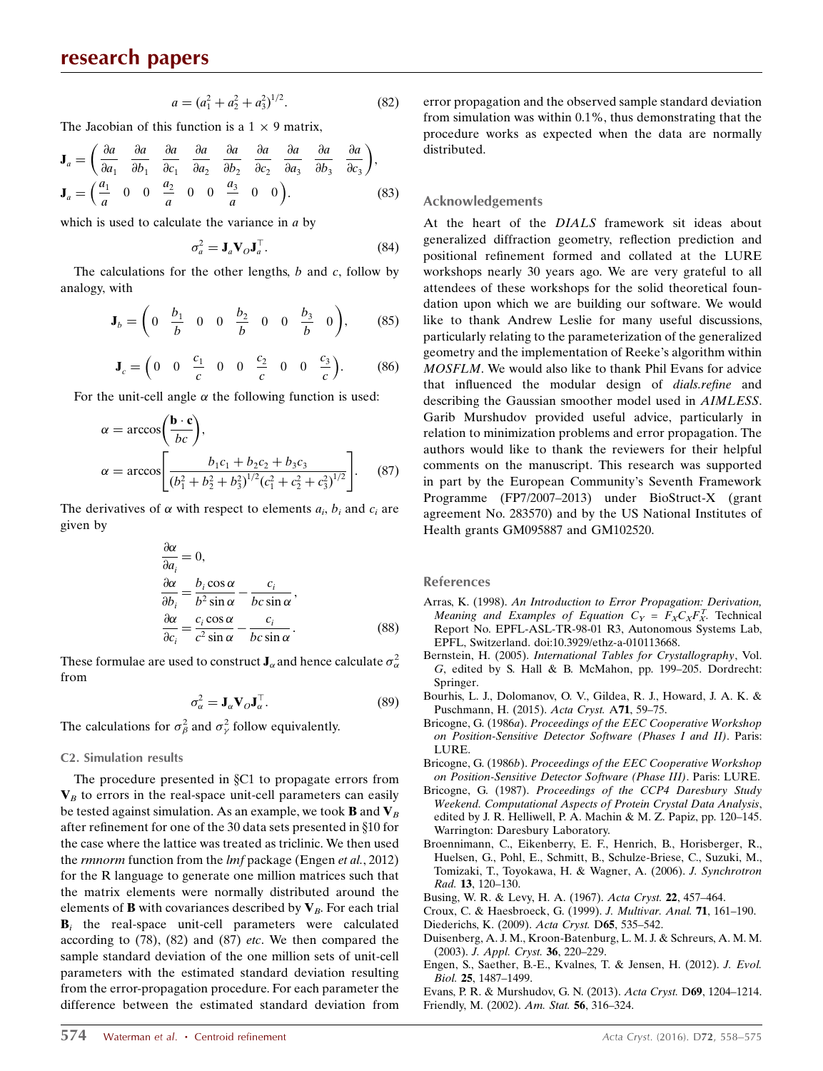$$a = (a_1^2 + a_2^2 + a_3^2)^{1/2}. \tag{82}$$

The Jacobian of this function is a $1 \times 9$ matrix,

$$\mathbf{J}_a = \left( \frac{\partial a}{\partial a_1} \quad \frac{\partial a}{\partial b_1} \quad \frac{\partial a}{\partial c_1} \quad \frac{\partial a}{\partial a_2} \quad \frac{\partial a}{\partial b_2} \quad \frac{\partial a}{\partial c_2} \quad \frac{\partial a}{\partial a_3} \quad \frac{\partial a}{\partial b_3} \quad \frac{\partial a}{\partial c_3} \right),$$
$$\mathbf{J}_a = \left( \frac{a_1}{a} \quad 0 \quad 0 \quad \frac{a_2}{a} \quad 0 \quad 0 \quad \frac{a_3}{a} \quad 0 \quad 0 \right). \tag{83}$$

which is used to calculate the variance in $a$ by

$$\sigma_a^2 = \mathbf{J}_a \mathbf{V}_O \mathbf{J}_a^\top. \tag{84}$$

The calculations for the other lengths, $b$ and $c$, follow by analogy, with

$$\mathbf{J}_b = \left( 0 \quad \frac{b_1}{b} \quad 0 \quad 0 \quad \frac{b_2}{b} \quad 0 \quad 0 \quad \frac{b_3}{b} \quad 0 \right), \tag{85}$$

$$\mathbf{J}_c = \left( 0 \quad 0 \quad \frac{c_1}{c} \quad 0 \quad 0 \quad \frac{c_2}{c} \quad 0 \quad 0 \quad \frac{c_3}{c} \right). \tag{86}$$

For the unit-cell angle $\alpha$ the following function is used:

$$\alpha = \arccos\left(\frac{\mathbf{b} \cdot \mathbf{c}}{bc}\right),$$
$$\alpha = \arccos\left[\frac{b_1 c_1 + b_2 c_2 + b_3 c_3}{(b_1^2 + b_2^2 + b_3^2)^{1/2} (c_1^2 + c_2^2 + c_3^2)^{1/2}}\right]. \tag{87}$$

The derivatives of $\alpha$ with respect to elements $a_i$, $b_i$ and $c_i$ are given by

$$\frac{\partial \alpha}{\partial a_i} = 0,$$
$$\frac{\partial \alpha}{\partial b_i} = \frac{b_i \cos\alpha}{b^2 \sin\alpha} - \frac{c_i}{bc \sin\alpha},$$
$$\frac{\partial \alpha}{\partial c_i} = \frac{c_i \cos\alpha}{c^2 \sin\alpha} - \frac{c_i}{bc \sin\alpha}. \tag{88}$$

These formulae are used to construct $\mathbf{J}_\alpha$ and hence calculate $\sigma_\alpha^2$ from

$$\sigma_\alpha^2 = \mathbf{J}_\alpha \mathbf{V}_O \mathbf{J}_\alpha^\top. \tag{89}$$

The calculations for $\sigma_\beta^2$ and $\sigma_\gamma^2$ follow equivalently.

### C2. Simulation results

The procedure presented in §C1 to propagate errors from $\mathbf{V}_B$ to errors in the real-space unit-cell parameters can easily be tested against simulation. As an example, we took $\mathbf{B}$ and $\mathbf{V}_B$ after refinement for one of the 30 data sets presented in §10 for the case where the lattice was treated as triclinic. We then used the *rmnorm* function from the *lmf* package (Engen *et al.*, 2012) for the R language to generate one million matrices such that the matrix elements were normally distributed around the elements of $\mathbf{B}$ with covariances described by $\mathbf{V}_B$. For each trial $\mathbf{B}_i$ the real-space unit-cell parameters were calculated according to (78), (82) and (87) *etc*. We then compared the sample standard deviation of the one million sets of unit-cell parameters with the estimated standard deviation resulting from the error-propagation procedure. For each parameter the difference between the estimated standard deviation from error propagation and the observed sample standard deviation from simulation was within 0.1%, thus demonstrating that the procedure works as expected when the data are normally distributed.

## Acknowledgements

At the heart of the *DIALS* framework sit ideas about generalized diffraction geometry, reflection prediction and positional refinement formed and collated at the LURE workshops nearly 30 years ago. We are very grateful to all attendees of these workshops for the solid theoretical foundation upon which we are building our software. We would like to thank Andrew Leslie for many useful discussions, particularly relating to the parameterization of the generalized geometry and the implementation of Reeke's algorithm within *MOSFLM*. We would also like to thank Phil Evans for advice that influenced the modular design of *dials.refine* and describing the Gaussian smoother model used in *AIMLESS*. Garib Murshudov provided useful advice, particularly in relation to minimization problems and error propagation. The authors would like to thank the reviewers for their helpful comments on the manuscript. This research was supported in part by the European Community's Seventh Framework Programme (FP7/2007–2013) under BioStruct-X (grant agreement No. 283570) and by the US National Institutes of Health grants GM095887 and GM102520.

## References

Arras, K. (1998). *An Introduction to Error Propagation: Derivation, Meaning and Examples of Equation $C_Y = F_X C_X F_X^T$*. Technical Report No. EPFL-ASL-TR-98-01 R3, Autonomous Systems Lab, EPFL, Switzerland. doi:10.3929/ethz-a-010113668.

Bernstein, H. (2005). *International Tables for Crystallography*, Vol. *G*, edited by S. Hall & B. McMahon, pp. 199–205. Dordrecht: Springer.

Bourhis, L. J., Dolomanov, O. V., Gildea, R. J., Howard, J. A. K. & Puschmann, H. (2015). *Acta Cryst.* A**71**, 59–75.

Bricogne, G. (1986*a*). *Proceedings of the EEC Cooperative Workshop on Position-Sensitive Detector Software (Phases I and II)*. Paris: LURE.

Bricogne, G. (1986*b*). *Proceedings of the EEC Cooperative Workshop on Position-Sensitive Detector Software (Phase III)*. Paris: LURE.

Bricogne, G. (1987). *Proceedings of the CCP4 Daresbury Study Weekend. Computational Aspects of Protein Crystal Data Analysis*, edited by J. R. Helliwell, P. A. Machin & M. Z. Papiz, pp. 120–145. Warrington: Daresbury Laboratory.

Broennimann, C., Eikenberry, E. F., Henrich, B., Horisberger, R., Huelsen, G., Pohl, E., Schmitt, B., Schulze-Briese, C., Suzuki, M., Tomizaki, T., Toyokawa, H. & Wagner, A. (2006). *J. Synchrotron Rad.* **13**, 120–130.

Busing, W. R. & Levy, H. A. (1967). *Acta Cryst.* **22**, 457–464.

Croux, C. & Haesbroeck, G. (1999). *J. Multivar. Anal.* **71**, 161–190.

Diederichs, K. (2009). *Acta Cryst.* D**65**, 535–542.

Duisenberg, A. J. M., Kroon-Batenburg, L. M. J. & Schreurs, A. M. M. (2003). *J. Appl. Cryst.* **36**, 220–229.

Engen, S., Saether, B.-E., Kvalnes, T. & Jensen, H. (2012). *J. Evol. Biol.* **25**, 1487–1499.

Evans, P. R. & Murshudov, G. N. (2013). *Acta Cryst.* D**69**, 1204–1214.

Friendly, M. (2002). *Am. Stat.* **56**, 316–324.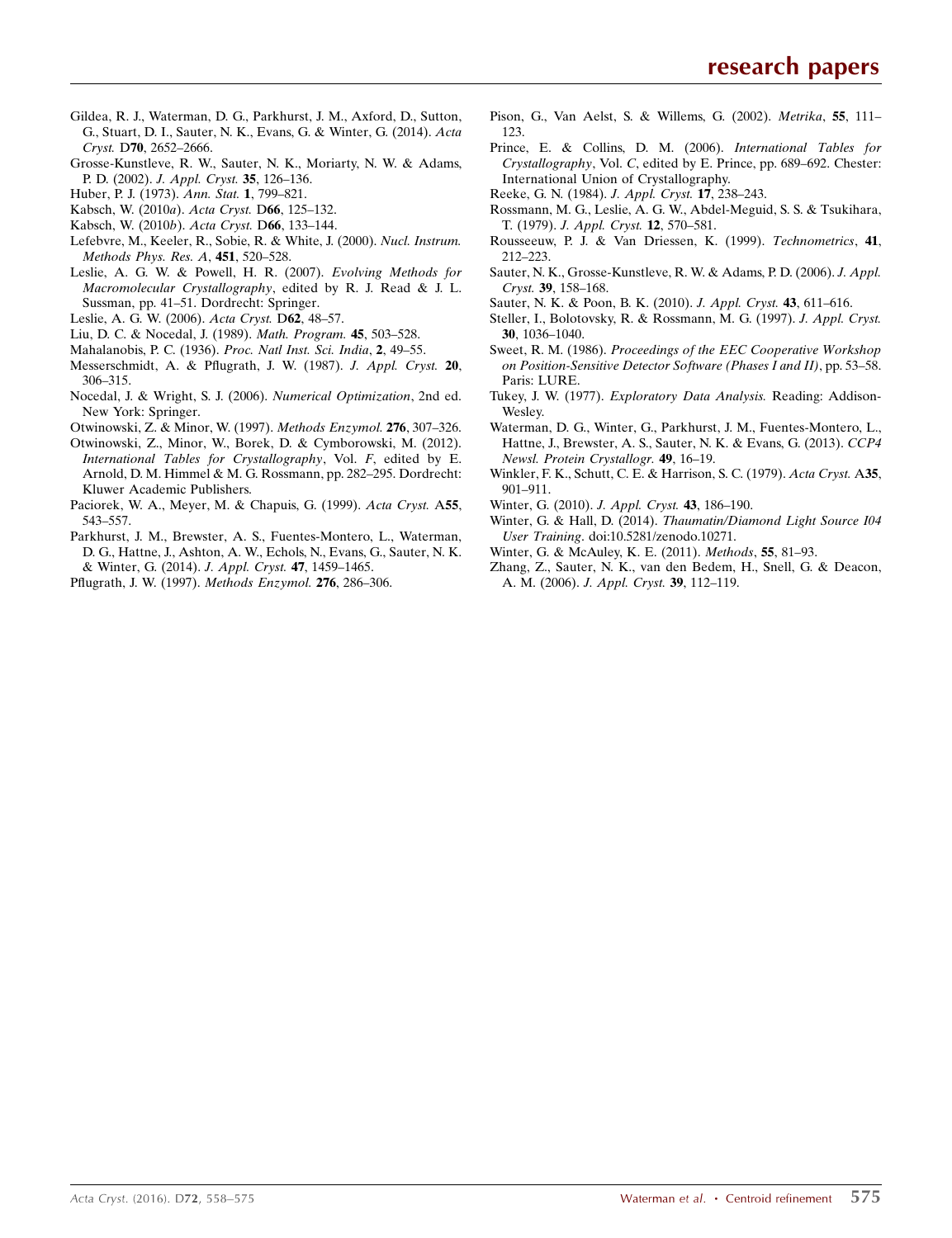Gildea, R. J., Waterman, D. G., Parkhurst, J. M., Axford, D., Sutton, G., Stuart, D. I., Sauter, N. K., Evans, G. & Winter, G. (2014). *Acta Cryst.* D**70**, 2652–2666.

Grosse-Kunstleve, R. W., Sauter, N. K., Moriarty, N. W. & Adams, P. D. (2002). *J. Appl. Cryst.* **35**, 126–136.

Huber, P. J. (1973). *Ann. Stat.* **1**, 799–821.

Kabsch, W. (2010*a*). *Acta Cryst.* D**66**, 125–132.

Kabsch, W. (2010*b*). *Acta Cryst.* D**66**, 133–144.

Lefebvre, M., Keeler, R., Sobie, R. & White, J. (2000). *Nucl. Instrum. Methods Phys. Res. A*, **451**, 520–528.

Leslie, A. G. W. & Powell, H. R. (2007). *Evolving Methods for Macromolecular Crystallography*, edited by R. J. Read & J. L. Sussman, pp. 41–51. Dordrecht: Springer.

Leslie, A. G. W. (2006). *Acta Cryst.* D**62**, 48–57.

Liu, D. C. & Nocedal, J. (1989). *Math. Program.* **45**, 503–528.

Mahalanobis, P. C. (1936). *Proc. Natl Inst. Sci. India*, **2**, 49–55.

Messerschmidt, A. & Pflugrath, J. W. (1987). *J. Appl. Cryst.* **20**, 306–315.

Nocedal, J. & Wright, S. J. (2006). *Numerical Optimization*, 2nd ed. New York: Springer.

Otwinowski, Z. & Minor, W. (1997). *Methods Enzymol.* **276**, 307–326.

Otwinowski, Z., Minor, W., Borek, D. & Cymborowski, M. (2012). *International Tables for Crystallography*, Vol. *F*, edited by E. Arnold, D. M. Himmel & M. G. Rossmann, pp. 282–295. Dordrecht: Kluwer Academic Publishers.

Paciorek, W. A., Meyer, M. & Chapuis, G. (1999). *Acta Cryst.* A**55**, 543–557.

Parkhurst, J. M., Brewster, A. S., Fuentes-Montero, L., Waterman, D. G., Hattne, J., Ashton, A. W., Echols, N., Evans, G., Sauter, N. K. & Winter, G. (2014). *J. Appl. Cryst.* **47**, 1459–1465.

Pflugrath, J. W. (1997). *Methods Enzymol.* **276**, 286–306.

Pison, G., Van Aelst, S. & Willems, G. (2002). *Metrika*, **55**, 111–123.

Prince, E. & Collins, D. M. (2006). *International Tables for Crystallography*, Vol. *C*, edited by E. Prince, pp. 689–692. Chester: International Union of Crystallography.

Reeke, G. N. (1984). *J. Appl. Cryst.* **17**, 238–243.

Rossmann, M. G., Leslie, A. G. W., Abdel-Meguid, S. S. & Tsukihara, T. (1979). *J. Appl. Cryst.* **12**, 570–581.

Rousseeuw, P. J. & Van Driessen, K. (1999). *Technometrics*, **41**, 212–223.

Sauter, N. K., Grosse-Kunstleve, R. W. & Adams, P. D. (2006). *J. Appl. Cryst.* **39**, 158–168.

Sauter, N. K. & Poon, B. K. (2010). *J. Appl. Cryst.* **43**, 611–616.

Steller, I., Bolotovsky, R. & Rossmann, M. G. (1997). *J. Appl. Cryst.* **30**, 1036–1040.

Sweet, R. M. (1986). *Proceedings of the EEC Cooperative Workshop on Position-Sensitive Detector Software (Phases I and II)*, pp. 53–58. Paris: LURE.

Tukey, J. W. (1977). *Exploratory Data Analysis.* Reading: Addison-Wesley.

Waterman, D. G., Winter, G., Parkhurst, J. M., Fuentes-Montero, L., Hattne, J., Brewster, A. S., Sauter, N. K. & Evans, G. (2013). *CCP4 Newsl. Protein Crystallogr.* **49**, 16–19.

Winkler, F. K., Schutt, C. E. & Harrison, S. C. (1979). *Acta Cryst.* A**35**, 901–911.

Winter, G. (2010). *J. Appl. Cryst.* **43**, 186–190.

Winter, G. & Hall, D. (2014). *Thaumatin/Diamond Light Source I04 User Training*. doi:10.5281/zenodo.10271.

Winter, G. & McAuley, K. E. (2011). *Methods*, **55**, 81–93.

Zhang, Z., Sauter, N. K., van den Bedem, H., Snell, G. & Deacon, A. M. (2006). *J. Appl. Cryst.* **39**, 112–119.